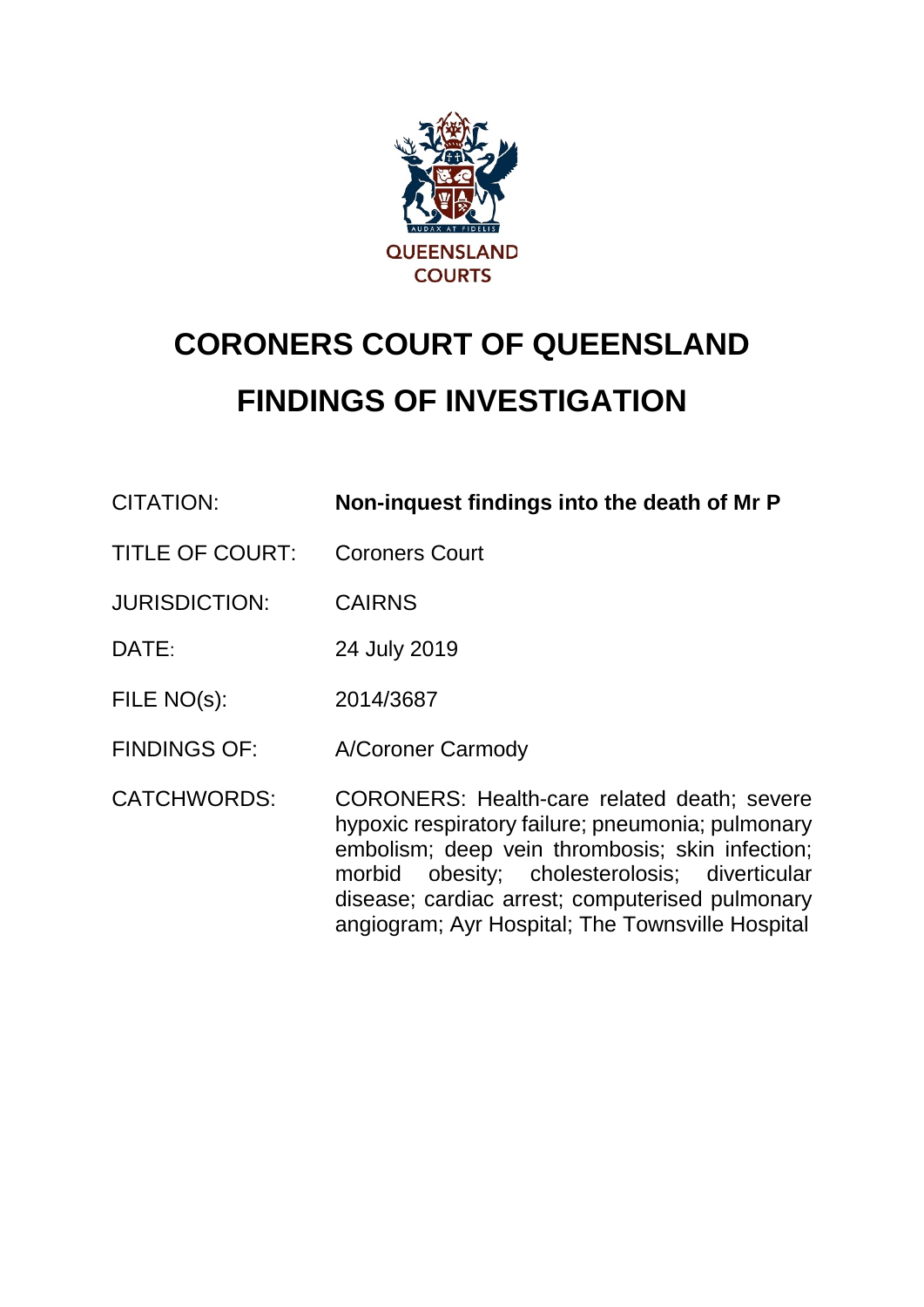QUEENSLAND COURTS

# CORONERS COURT OF QUEENSLAND

# FINDINGS OF INVESTIGATION

| | |
|---|---|
| CITATION: | **Non-inquest findings into the death of Mr P** |
| TITLE OF COURT: | Coroners Court |
| JURISDICTION: | CAIRNS |
| DATE: | 24 July 2019 |
| FILE NO(s): | 2014/3687 |
| FINDINGS OF: | A/Coroner Carmody |
| CATCHWORDS: | CORONERS: Health-care related death; severe hypoxic respiratory failure; pneumonia; pulmonary embolism; deep vein thrombosis; skin infection; morbid obesity; cholesterolosis; diverticular disease; cardiac arrest; computerised pulmonary angiogram; Ayr Hospital; The Townsville Hospital |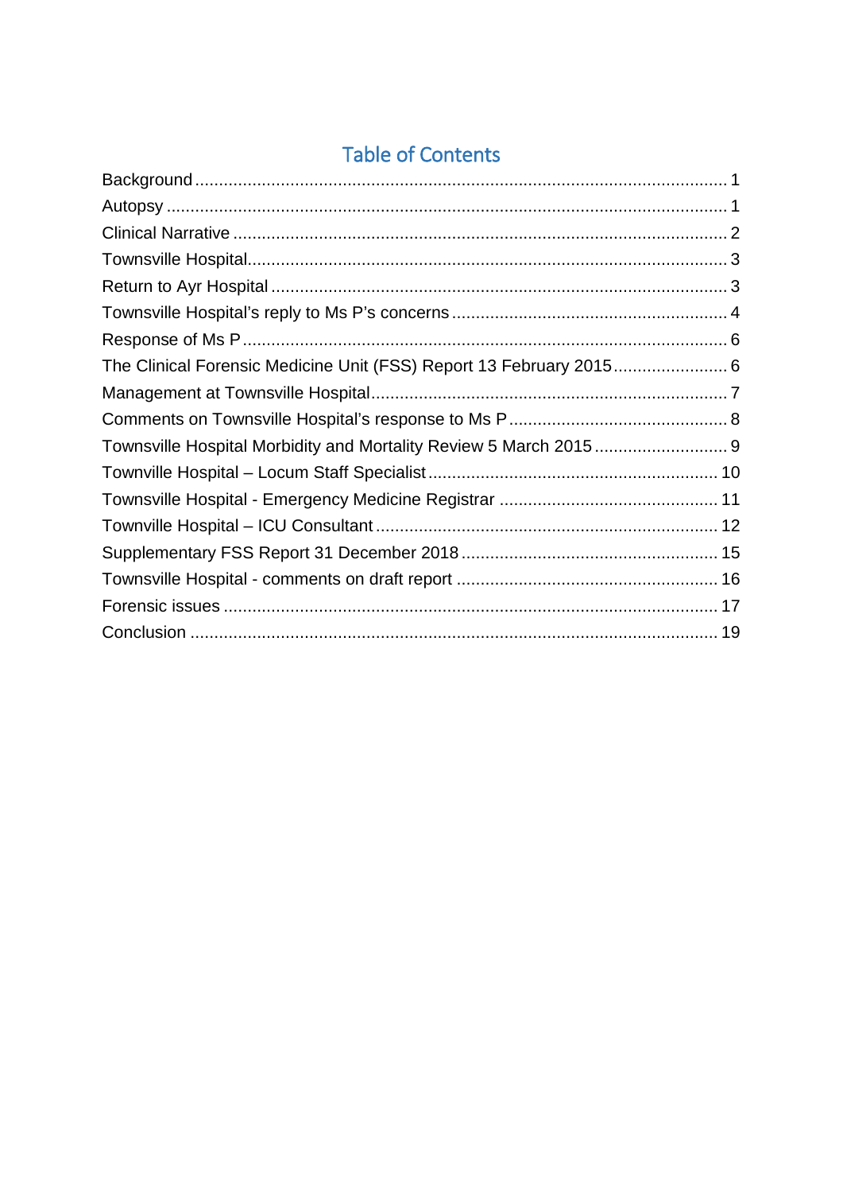# Table of Contents

| | |
|---|---|
| Background | 1 |
| Autopsy | 1 |
| Clinical Narrative | 2 |
| Townsville Hospital | 3 |
| Return to Ayr Hospital | 3 |
| Townsville Hospital's reply to Ms P's concerns | 4 |
| Response of Ms P | 6 |
| The Clinical Forensic Medicine Unit (FSS) Report 13 February 2015 | 6 |
| Management at Townsville Hospital | 7 |
| Comments on Townsville Hospital's response to Ms P | 8 |
| Townsville Hospital Morbidity and Mortality Review 5 March 2015 | 9 |
| Townville Hospital – Locum Staff Specialist | 10 |
| Townsville Hospital - Emergency Medicine Registrar | 11 |
| Townville Hospital – ICU Consultant | 12 |
| Supplementary FSS Report 31 December 2018 | 15 |
| Townsville Hospital - comments on draft report | 16 |
| Forensic issues | 17 |
| Conclusion | 19 |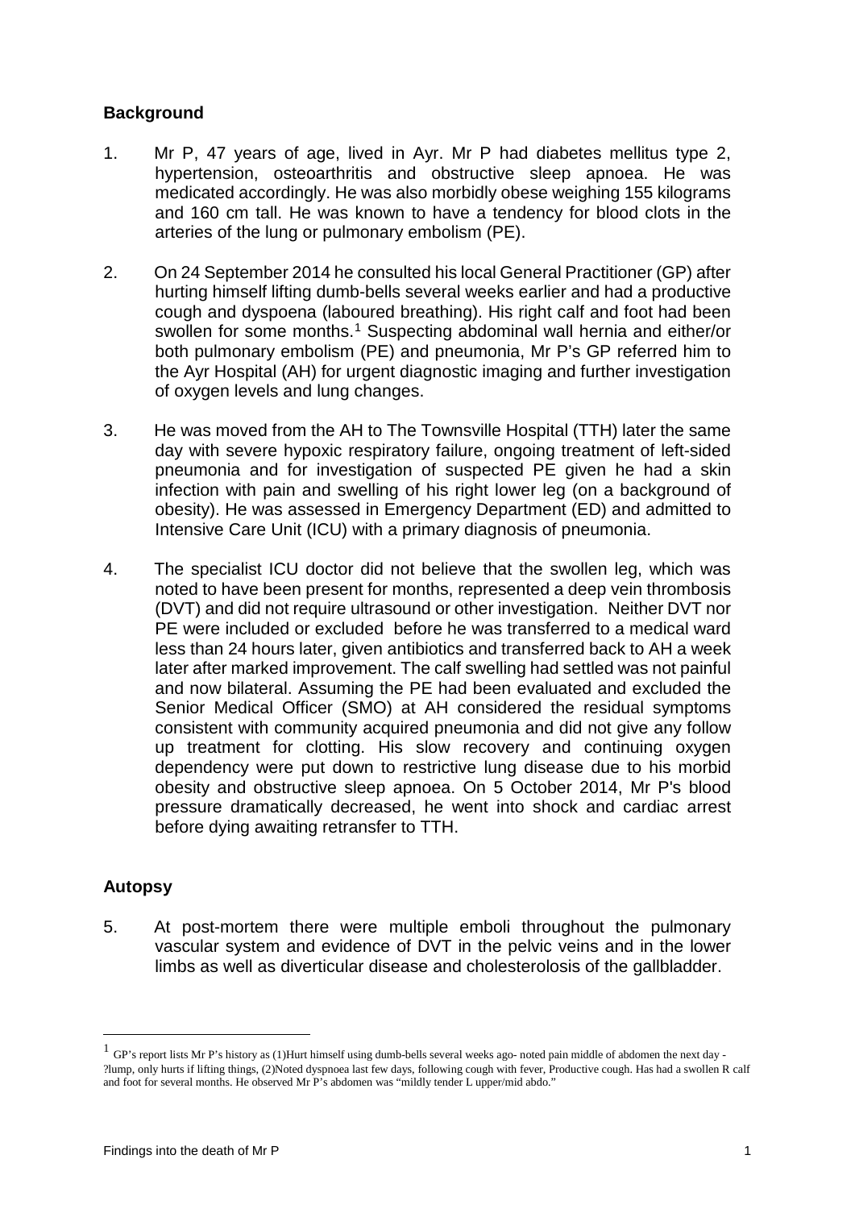## Background

1. Mr P, 47 years of age, lived in Ayr. Mr P had diabetes mellitus type 2, hypertension, osteoarthritis and obstructive sleep apnoea. He was medicated accordingly. He was also morbidly obese weighing 155 kilograms and 160 cm tall. He was known to have a tendency for blood clots in the arteries of the lung or pulmonary embolism (PE).

2. On 24 September 2014 he consulted his local General Practitioner (GP) after hurting himself lifting dumb-bells several weeks earlier and had a productive cough and dyspoena (laboured breathing). His right calf and foot had been swollen for some months.[1] Suspecting abdominal wall hernia and either/or both pulmonary embolism (PE) and pneumonia, Mr P's GP referred him to the Ayr Hospital (AH) for urgent diagnostic imaging and further investigation of oxygen levels and lung changes.

3. He was moved from the AH to The Townsville Hospital (TTH) later the same day with severe hypoxic respiratory failure, ongoing treatment of left-sided pneumonia and for investigation of suspected PE given he had a skin infection with pain and swelling of his right lower leg (on a background of obesity). He was assessed in Emergency Department (ED) and admitted to Intensive Care Unit (ICU) with a primary diagnosis of pneumonia.

4. The specialist ICU doctor did not believe that the swollen leg, which was noted to have been present for months, represented a deep vein thrombosis (DVT) and did not require ultrasound or other investigation. Neither DVT nor PE were included or excluded before he was transferred to a medical ward less than 24 hours later, given antibiotics and transferred back to AH a week later after marked improvement. The calf swelling had settled was not painful and now bilateral. Assuming the PE had been evaluated and excluded the Senior Medical Officer (SMO) at AH considered the residual symptoms consistent with community acquired pneumonia and did not give any follow up treatment for clotting. His slow recovery and continuing oxygen dependency were put down to restrictive lung disease due to his morbid obesity and obstructive sleep apnoea. On 5 October 2014, Mr P's blood pressure dramatically decreased, he went into shock and cardiac arrest before dying awaiting retransfer to TTH.

## Autopsy

5. At post-mortem there were multiple emboli throughout the pulmonary vascular system and evidence of DVT in the pelvic veins and in the lower limbs as well as diverticular disease and cholesterolosis of the gallbladder.

---

[1] GP's report lists Mr P's history as (1)Hurt himself using dumb-bells several weeks ago- noted pain middle of abdomen the next day - ?lump, only hurts if lifting things, (2)Noted dyspnoea last few days, following cough with fever, Productive cough. Has had a swollen R calf and foot for several months. He observed Mr P's abdomen was "mildly tender L upper/mid abdo."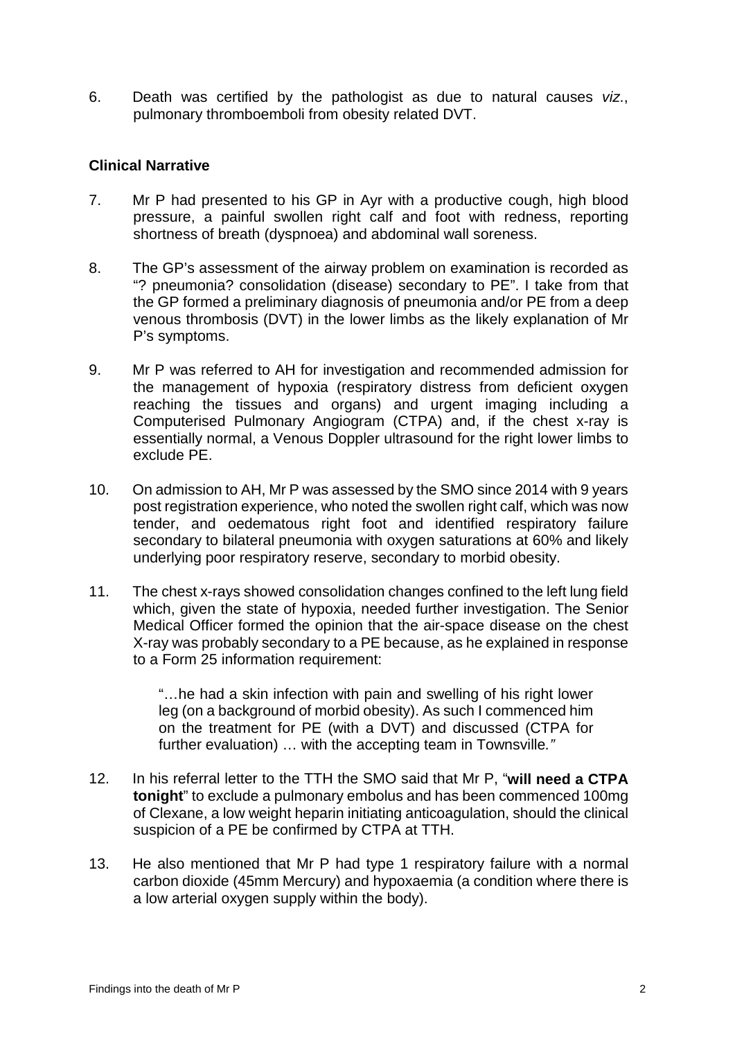6. Death was certified by the pathologist as due to natural causes *viz.*, pulmonary thromboemboli from obesity related DVT.

**Clinical Narrative**

7. Mr P had presented to his GP in Ayr with a productive cough, high blood pressure, a painful swollen right calf and foot with redness, reporting shortness of breath (dyspnoea) and abdominal wall soreness.

8. The GP's assessment of the airway problem on examination is recorded as "? pneumonia? consolidation (disease) secondary to PE". I take from that the GP formed a preliminary diagnosis of pneumonia and/or PE from a deep venous thrombosis (DVT) in the lower limbs as the likely explanation of Mr P's symptoms.

9. Mr P was referred to AH for investigation and recommended admission for the management of hypoxia (respiratory distress from deficient oxygen reaching the tissues and organs) and urgent imaging including a Computerised Pulmonary Angiogram (CTPA) and, if the chest x-ray is essentially normal, a Venous Doppler ultrasound for the right lower limbs to exclude PE.

10. On admission to AH, Mr P was assessed by the SMO since 2014 with 9 years post registration experience, who noted the swollen right calf, which was now tender, and oedematous right foot and identified respiratory failure secondary to bilateral pneumonia with oxygen saturations at 60% and likely underlying poor respiratory reserve, secondary to morbid obesity.

11. The chest x-rays showed consolidation changes confined to the left lung field which, given the state of hypoxia, needed further investigation. The Senior Medical Officer formed the opinion that the air-space disease on the chest X-ray was probably secondary to a PE because, as he explained in response to a Form 25 information requirement:

    "…he had a skin infection with pain and swelling of his right lower leg (on a background of morbid obesity). As such I commenced him on the treatment for PE (with a DVT) and discussed (CTPA for further evaluation) … with the accepting team in Townsville*."*

12. In his referral letter to the TTH the SMO said that Mr P, "**will need a CTPA tonight**" to exclude a pulmonary embolus and has been commenced 100mg of Clexane, a low weight heparin initiating anticoagulation, should the clinical suspicion of a PE be confirmed by CTPA at TTH.

13. He also mentioned that Mr P had type 1 respiratory failure with a normal carbon dioxide (45mm Mercury) and hypoxaemia (a condition where there is a low arterial oxygen supply within the body).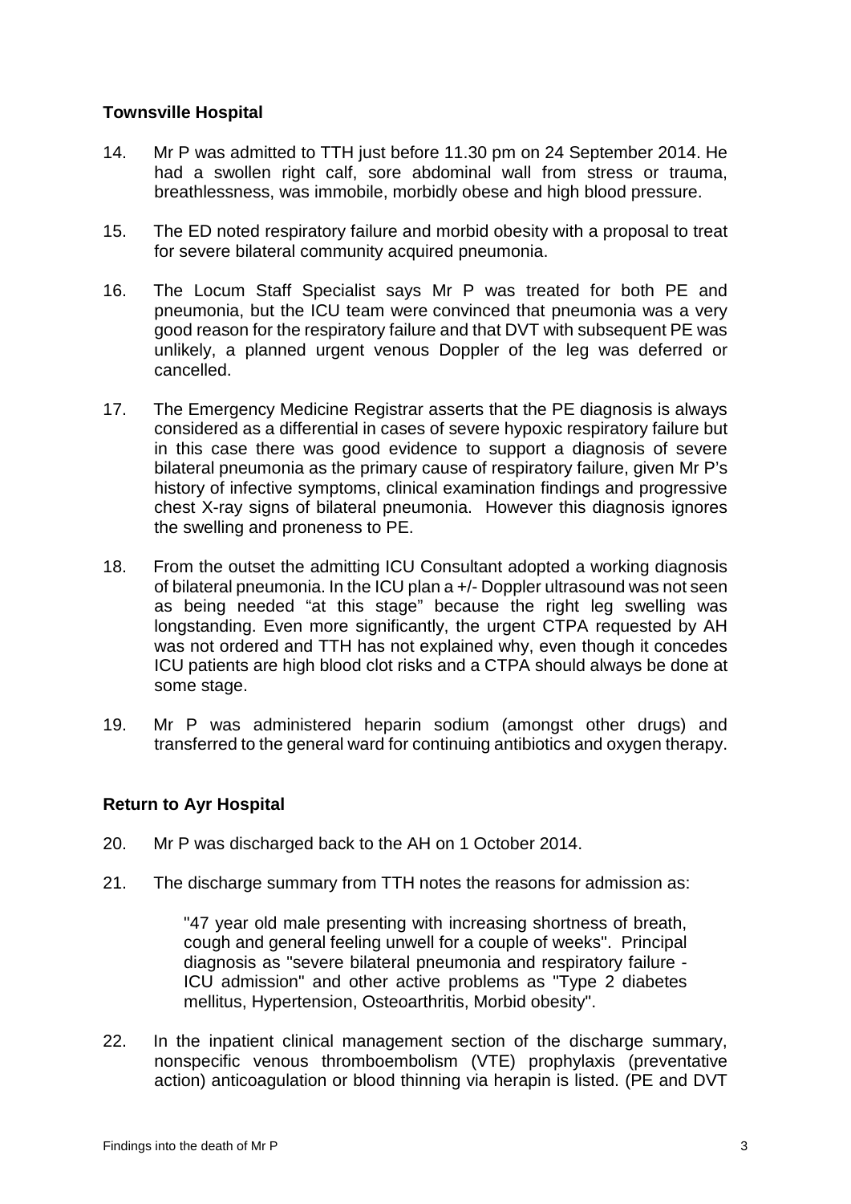## Townsville Hospital

14. Mr P was admitted to TTH just before 11.30 pm on 24 September 2014. He had a swollen right calf, sore abdominal wall from stress or trauma, breathlessness, was immobile, morbidly obese and high blood pressure.

15. The ED noted respiratory failure and morbid obesity with a proposal to treat for severe bilateral community acquired pneumonia.

16. The Locum Staff Specialist says Mr P was treated for both PE and pneumonia, but the ICU team were convinced that pneumonia was a very good reason for the respiratory failure and that DVT with subsequent PE was unlikely, a planned urgent venous Doppler of the leg was deferred or cancelled.

17. The Emergency Medicine Registrar asserts that the PE diagnosis is always considered as a differential in cases of severe hypoxic respiratory failure but in this case there was good evidence to support a diagnosis of severe bilateral pneumonia as the primary cause of respiratory failure, given Mr P's history of infective symptoms, clinical examination findings and progressive chest X-ray signs of bilateral pneumonia. However this diagnosis ignores the swelling and proneness to PE.

18. From the outset the admitting ICU Consultant adopted a working diagnosis of bilateral pneumonia. In the ICU plan a +/- Doppler ultrasound was not seen as being needed "at this stage" because the right leg swelling was longstanding. Even more significantly, the urgent CTPA requested by AH was not ordered and TTH has not explained why, even though it concedes ICU patients are high blood clot risks and a CTPA should always be done at some stage.

19. Mr P was administered heparin sodium (amongst other drugs) and transferred to the general ward for continuing antibiotics and oxygen therapy.

## Return to Ayr Hospital

20. Mr P was discharged back to the AH on 1 October 2014.

21. The discharge summary from TTH notes the reasons for admission as:

> "47 year old male presenting with increasing shortness of breath, cough and general feeling unwell for a couple of weeks". Principal diagnosis as "severe bilateral pneumonia and respiratory failure - ICU admission" and other active problems as "Type 2 diabetes mellitus, Hypertension, Osteoarthritis, Morbid obesity".

22. In the inpatient clinical management section of the discharge summary, nonspecific venous thromboembolism (VTE) prophylaxis (preventative action) anticoagulation or blood thinning via herapin is listed. (PE and DVT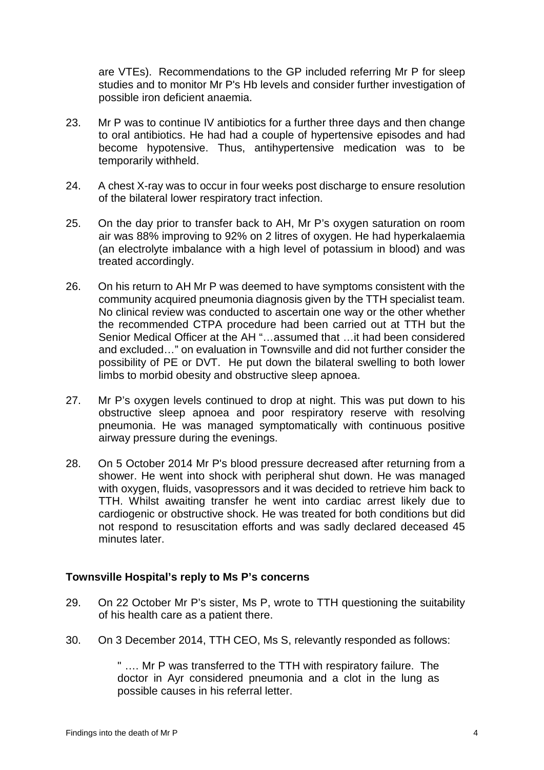are VTEs). Recommendations to the GP included referring Mr P for sleep studies and to monitor Mr P's Hb levels and consider further investigation of possible iron deficient anaemia.

23. Mr P was to continue IV antibiotics for a further three days and then change to oral antibiotics. He had had a couple of hypertensive episodes and had become hypotensive. Thus, antihypertensive medication was to be temporarily withheld.

24. A chest X-ray was to occur in four weeks post discharge to ensure resolution of the bilateral lower respiratory tract infection.

25. On the day prior to transfer back to AH, Mr P's oxygen saturation on room air was 88% improving to 92% on 2 litres of oxygen. He had hyperkalaemia (an electrolyte imbalance with a high level of potassium in blood) and was treated accordingly.

26. On his return to AH Mr P was deemed to have symptoms consistent with the community acquired pneumonia diagnosis given by the TTH specialist team. No clinical review was conducted to ascertain one way or the other whether the recommended CTPA procedure had been carried out at TTH but the Senior Medical Officer at the AH "…assumed that …it had been considered and excluded…" on evaluation in Townsville and did not further consider the possibility of PE or DVT. He put down the bilateral swelling to both lower limbs to morbid obesity and obstructive sleep apnoea.

27. Mr P's oxygen levels continued to drop at night. This was put down to his obstructive sleep apnoea and poor respiratory reserve with resolving pneumonia. He was managed symptomatically with continuous positive airway pressure during the evenings.

28. On 5 October 2014 Mr P's blood pressure decreased after returning from a shower. He went into shock with peripheral shut down. He was managed with oxygen, fluids, vasopressors and it was decided to retrieve him back to TTH. Whilst awaiting transfer he went into cardiac arrest likely due to cardiogenic or obstructive shock. He was treated for both conditions but did not respond to resuscitation efforts and was sadly declared deceased 45 minutes later.

### Townsville Hospital's reply to Ms P's concerns

29. On 22 October Mr P's sister, Ms P, wrote to TTH questioning the suitability of his health care as a patient there.

30. On 3 December 2014, TTH CEO, Ms S, relevantly responded as follows:

> " …. Mr P was transferred to the TTH with respiratory failure. The doctor in Ayr considered pneumonia and a clot in the lung as possible causes in his referral letter.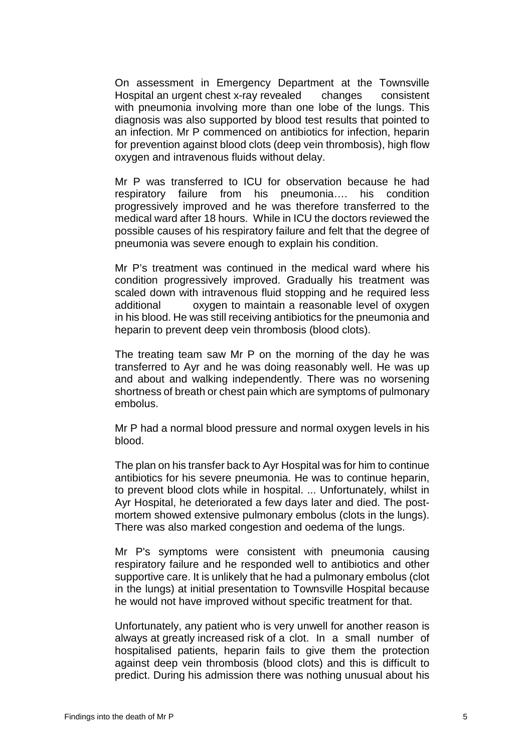On assessment in Emergency Department at the Townsville Hospital an urgent chest x-ray revealed changes consistent with pneumonia involving more than one lobe of the lungs. This diagnosis was also supported by blood test results that pointed to an infection. Mr P commenced on antibiotics for infection, heparin for prevention against blood clots (deep vein thrombosis), high flow oxygen and intravenous fluids without delay.

Mr P was transferred to ICU for observation because he had respiratory failure from his pneumonia…. his condition progressively improved and he was therefore transferred to the medical ward after 18 hours. While in ICU the doctors reviewed the possible causes of his respiratory failure and felt that the degree of pneumonia was severe enough to explain his condition.

Mr P's treatment was continued in the medical ward where his condition progressively improved. Gradually his treatment was scaled down with intravenous fluid stopping and he required less additional oxygen to maintain a reasonable level of oxygen in his blood. He was still receiving antibiotics for the pneumonia and heparin to prevent deep vein thrombosis (blood clots).

The treating team saw Mr P on the morning of the day he was transferred to Ayr and he was doing reasonably well. He was up and about and walking independently. There was no worsening shortness of breath or chest pain which are symptoms of pulmonary embolus.

Mr P had a normal blood pressure and normal oxygen levels in his blood.

The plan on his transfer back to Ayr Hospital was for him to continue antibiotics for his severe pneumonia. He was to continue heparin, to prevent blood clots while in hospital. ... Unfortunately, whilst in Ayr Hospital, he deteriorated a few days later and died. The post-mortem showed extensive pulmonary embolus (clots in the lungs). There was also marked congestion and oedema of the lungs.

Mr P's symptoms were consistent with pneumonia causing respiratory failure and he responded well to antibiotics and other supportive care. It is unlikely that he had a pulmonary embolus (clot in the lungs) at initial presentation to Townsville Hospital because he would not have improved without specific treatment for that.

Unfortunately, any patient who is very unwell for another reason is always at greatly increased risk of a clot. In a small number of hospitalised patients, heparin fails to give them the protection against deep vein thrombosis (blood clots) and this is difficult to predict. During his admission there was nothing unusual about his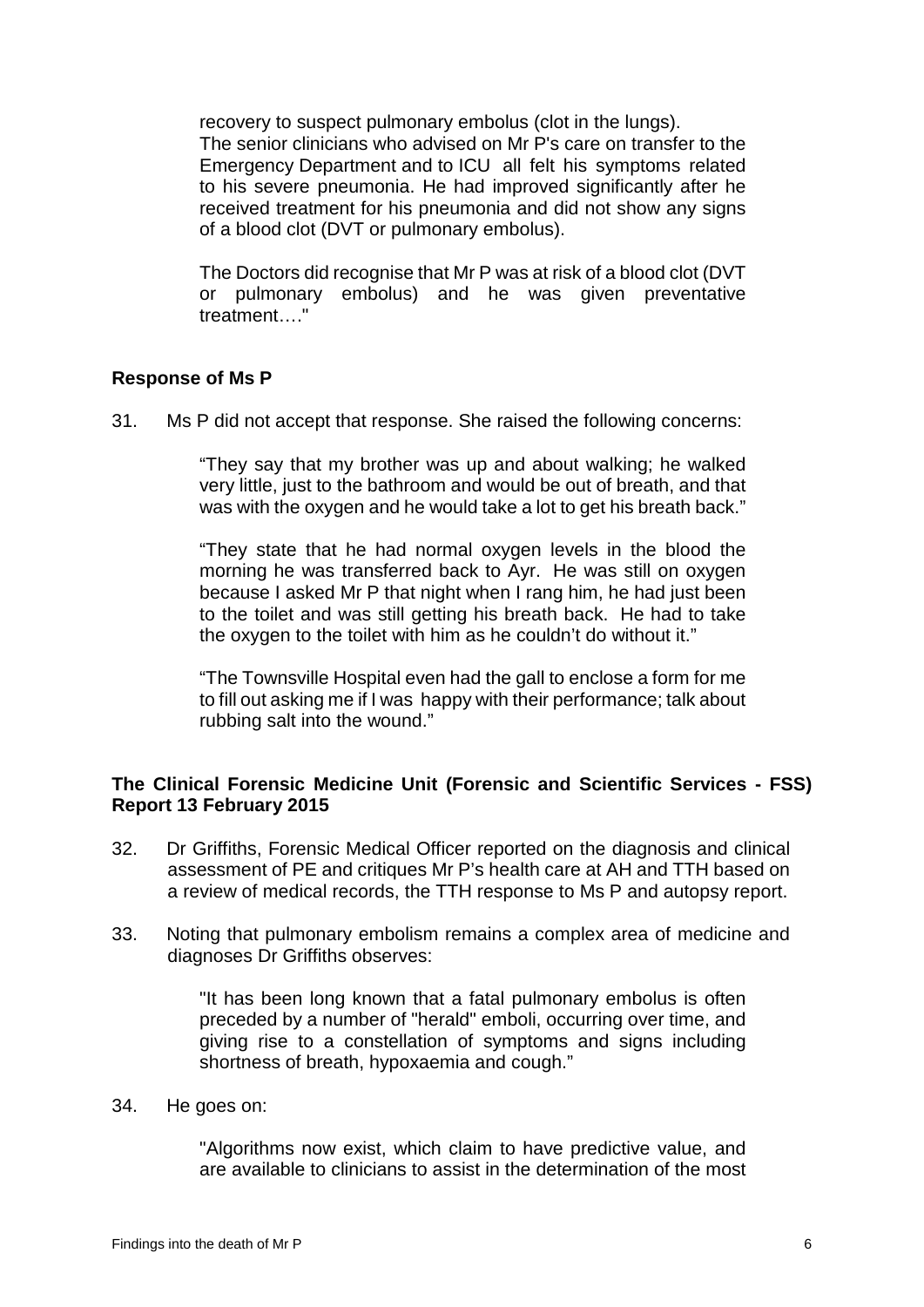recovery to suspect pulmonary embolus (clot in the lungs).
The senior clinicians who advised on Mr P's care on transfer to the Emergency Department and to ICU all felt his symptoms related to his severe pneumonia. He had improved significantly after he received treatment for his pneumonia and did not show any signs of a blood clot (DVT or pulmonary embolus).

The Doctors did recognise that Mr P was at risk of a blood clot (DVT or pulmonary embolus) and he was given preventative treatment…."

### Response of Ms P

31. Ms P did not accept that response. She raised the following concerns:

> "They say that my brother was up and about walking; he walked very little, just to the bathroom and would be out of breath, and that was with the oxygen and he would take a lot to get his breath back."
>
> "They state that he had normal oxygen levels in the blood the morning he was transferred back to Ayr. He was still on oxygen because I asked Mr P that night when I rang him, he had just been to the toilet and was still getting his breath back. He had to take the oxygen to the toilet with him as he couldn't do without it."
>
> "The Townsville Hospital even had the gall to enclose a form for me to fill out asking me if I was happy with their performance; talk about rubbing salt into the wound."

### The Clinical Forensic Medicine Unit (Forensic and Scientific Services - FSS) Report 13 February 2015

32. Dr Griffiths, Forensic Medical Officer reported on the diagnosis and clinical assessment of PE and critiques Mr P's health care at AH and TTH based on a review of medical records, the TTH response to Ms P and autopsy report.

33. Noting that pulmonary embolism remains a complex area of medicine and diagnoses Dr Griffiths observes:

> "It has been long known that a fatal pulmonary embolus is often preceded by a number of "herald" emboli, occurring over time, and giving rise to a constellation of symptoms and signs including shortness of breath, hypoxaemia and cough."

34. He goes on:

> "Algorithms now exist, which claim to have predictive value, and are available to clinicians to assist in the determination of the most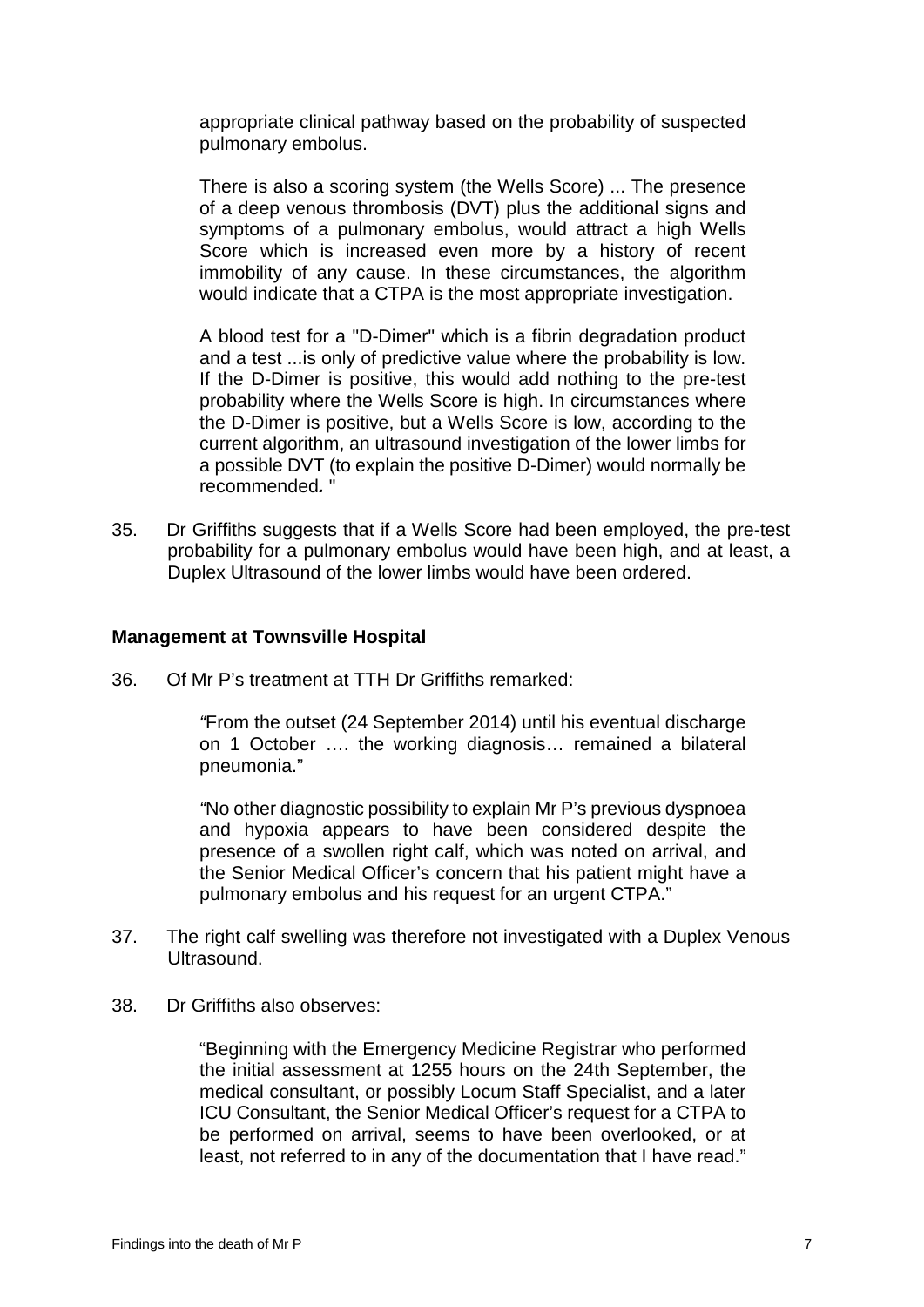appropriate clinical pathway based on the probability of suspected pulmonary embolus.

> There is also a scoring system (the Wells Score) ... The presence of a deep venous thrombosis (DVT) plus the additional signs and symptoms of a pulmonary embolus, would attract a high Wells Score which is increased even more by a history of recent immobility of any cause. In these circumstances, the algorithm would indicate that a CTPA is the most appropriate investigation.
>
> A blood test for a "D-Dimer" which is a fibrin degradation product and a test ...is only of predictive value where the probability is low. If the D-Dimer is positive, this would add nothing to the pre-test probability where the Wells Score is high. In circumstances where the D-Dimer is positive, but a Wells Score is low, according to the current algorithm, an ultrasound investigation of the lower limbs for a possible DVT (to explain the positive D-Dimer) would normally be recommended*.* "

35. Dr Griffiths suggests that if a Wells Score had been employed, the pre-test probability for a pulmonary embolus would have been high, and at least, a Duplex Ultrasound of the lower limbs would have been ordered.

**Management at Townsville Hospital**

36. Of Mr P's treatment at TTH Dr Griffiths remarked:

> *"*From the outset (24 September 2014) until his eventual discharge on 1 October …. the working diagnosis… remained a bilateral pneumonia."
>
> *"*No other diagnostic possibility to explain Mr P's previous dyspnoea and hypoxia appears to have been considered despite the presence of a swollen right calf, which was noted on arrival, and the Senior Medical Officer's concern that his patient might have a pulmonary embolus and his request for an urgent CTPA."

37. The right calf swelling was therefore not investigated with a Duplex Venous Ultrasound.

38. Dr Griffiths also observes:

> "Beginning with the Emergency Medicine Registrar who performed the initial assessment at 1255 hours on the 24th September, the medical consultant, or possibly Locum Staff Specialist, and a later ICU Consultant, the Senior Medical Officer's request for a CTPA to be performed on arrival, seems to have been overlooked, or at least, not referred to in any of the documentation that I have read."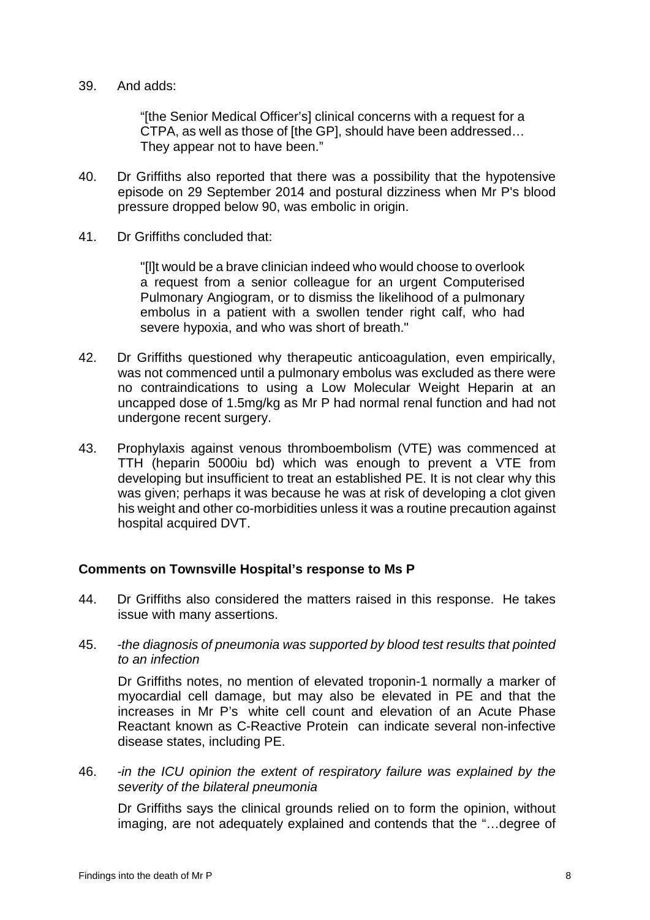39. And adds:

> "[the Senior Medical Officer's] clinical concerns with a request for a CTPA, as well as those of [the GP], should have been addressed… They appear not to have been."

40. Dr Griffiths also reported that there was a possibility that the hypotensive episode on 29 September 2014 and postural dizziness when Mr P's blood pressure dropped below 90, was embolic in origin.

41. Dr Griffiths concluded that:

> "[I]t would be a brave clinician indeed who would choose to overlook a request from a senior colleague for an urgent Computerised Pulmonary Angiogram, or to dismiss the likelihood of a pulmonary embolus in a patient with a swollen tender right calf, who had severe hypoxia, and who was short of breath."

42. Dr Griffiths questioned why therapeutic anticoagulation, even empirically, was not commenced until a pulmonary embolus was excluded as there were no contraindications to using a Low Molecular Weight Heparin at an uncapped dose of 1.5mg/kg as Mr P had normal renal function and had not undergone recent surgery.

43. Prophylaxis against venous thromboembolism (VTE) was commenced at TTH (heparin 5000iu bd) which was enough to prevent a VTE from developing but insufficient to treat an established PE. It is not clear why this was given; perhaps it was because he was at risk of developing a clot given his weight and other co-morbidities unless it was a routine precaution against hospital acquired DVT.

### Comments on Townsville Hospital's response to Ms P

44. Dr Griffiths also considered the matters raised in this response. He takes issue with many assertions.

45. *-the diagnosis of pneumonia was supported by blood test results that pointed to an infection*

    Dr Griffiths notes, no mention of elevated troponin-1 normally a marker of myocardial cell damage, but may also be elevated in PE and that the increases in Mr P's white cell count and elevation of an Acute Phase Reactant known as C-Reactive Protein can indicate several non-infective disease states, including PE.

46. *-in the ICU opinion the extent of respiratory failure was explained by the severity of the bilateral pneumonia*

    Dr Griffiths says the clinical grounds relied on to form the opinion, without imaging, are not adequately explained and contends that the "…degree of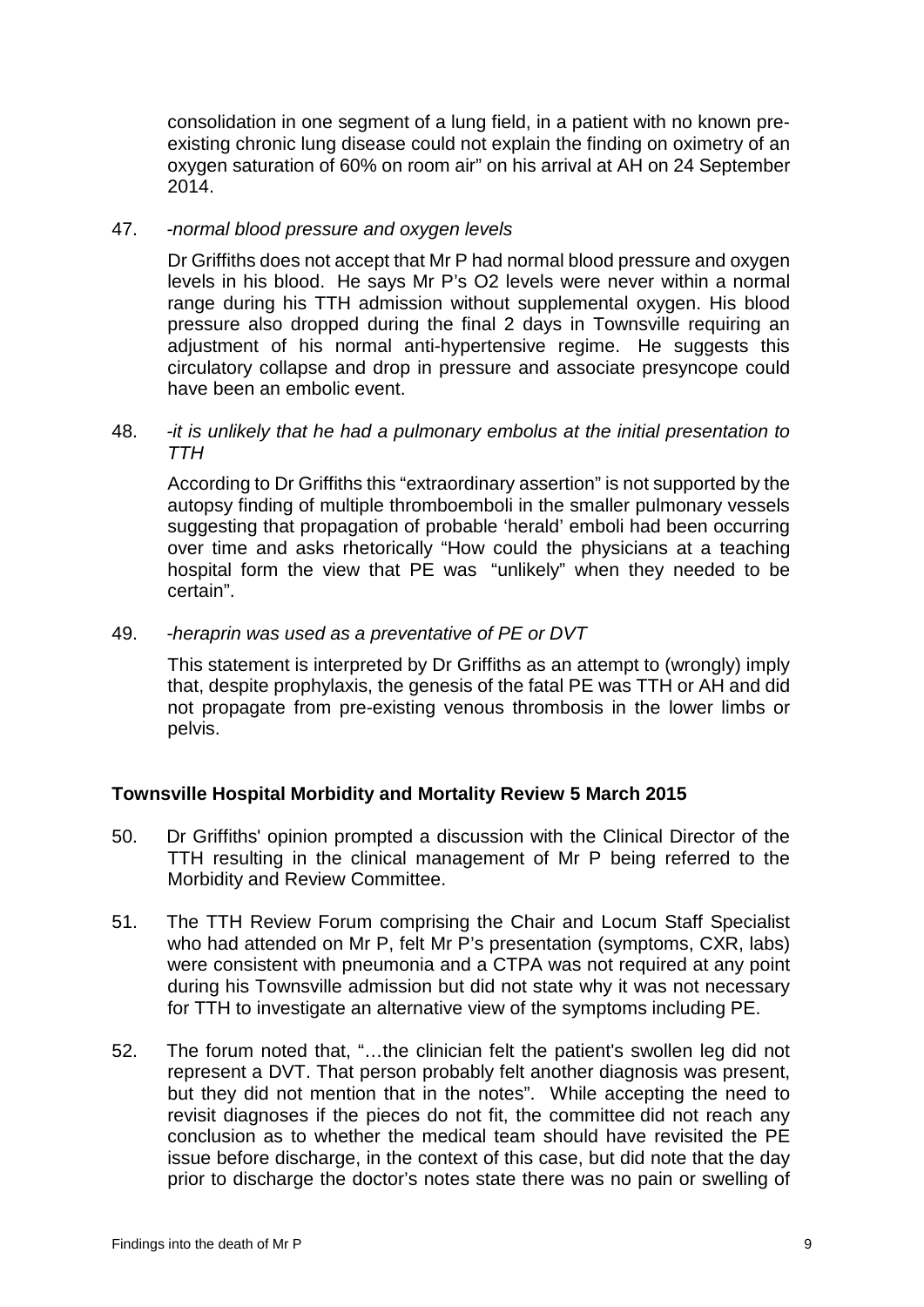consolidation in one segment of a lung field, in a patient with no known pre-existing chronic lung disease could not explain the finding on oximetry of an oxygen saturation of 60% on room air" on his arrival at AH on 24 September 2014.

47. *-normal blood pressure and oxygen levels*

    Dr Griffiths does not accept that Mr P had normal blood pressure and oxygen levels in his blood. He says Mr P's O2 levels were never within a normal range during his TTH admission without supplemental oxygen. His blood pressure also dropped during the final 2 days in Townsville requiring an adjustment of his normal anti-hypertensive regime. He suggests this circulatory collapse and drop in pressure and associate presyncope could have been an embolic event.

48. *-it is unlikely that he had a pulmonary embolus at the initial presentation to TTH*

    According to Dr Griffiths this "extraordinary assertion" is not supported by the autopsy finding of multiple thromboemboli in the smaller pulmonary vessels suggesting that propagation of probable 'herald' emboli had been occurring over time and asks rhetorically "How could the physicians at a teaching hospital form the view that PE was "unlikely" when they needed to be certain".

49. *-heraprin was used as a preventative of PE or DVT*

    This statement is interpreted by Dr Griffiths as an attempt to (wrongly) imply that, despite prophylaxis, the genesis of the fatal PE was TTH or AH and did not propagate from pre-existing venous thrombosis in the lower limbs or pelvis.

## Townsville Hospital Morbidity and Mortality Review 5 March 2015

50. Dr Griffiths' opinion prompted a discussion with the Clinical Director of the TTH resulting in the clinical management of Mr P being referred to the Morbidity and Review Committee.

51. The TTH Review Forum comprising the Chair and Locum Staff Specialist who had attended on Mr P, felt Mr P's presentation (symptoms, CXR, labs) were consistent with pneumonia and a CTPA was not required at any point during his Townsville admission but did not state why it was not necessary for TTH to investigate an alternative view of the symptoms including PE.

52. The forum noted that, "…the clinician felt the patient's swollen leg did not represent a DVT. That person probably felt another diagnosis was present, but they did not mention that in the notes". While accepting the need to revisit diagnoses if the pieces do not fit, the committee did not reach any conclusion as to whether the medical team should have revisited the PE issue before discharge, in the context of this case, but did note that the day prior to discharge the doctor's notes state there was no pain or swelling of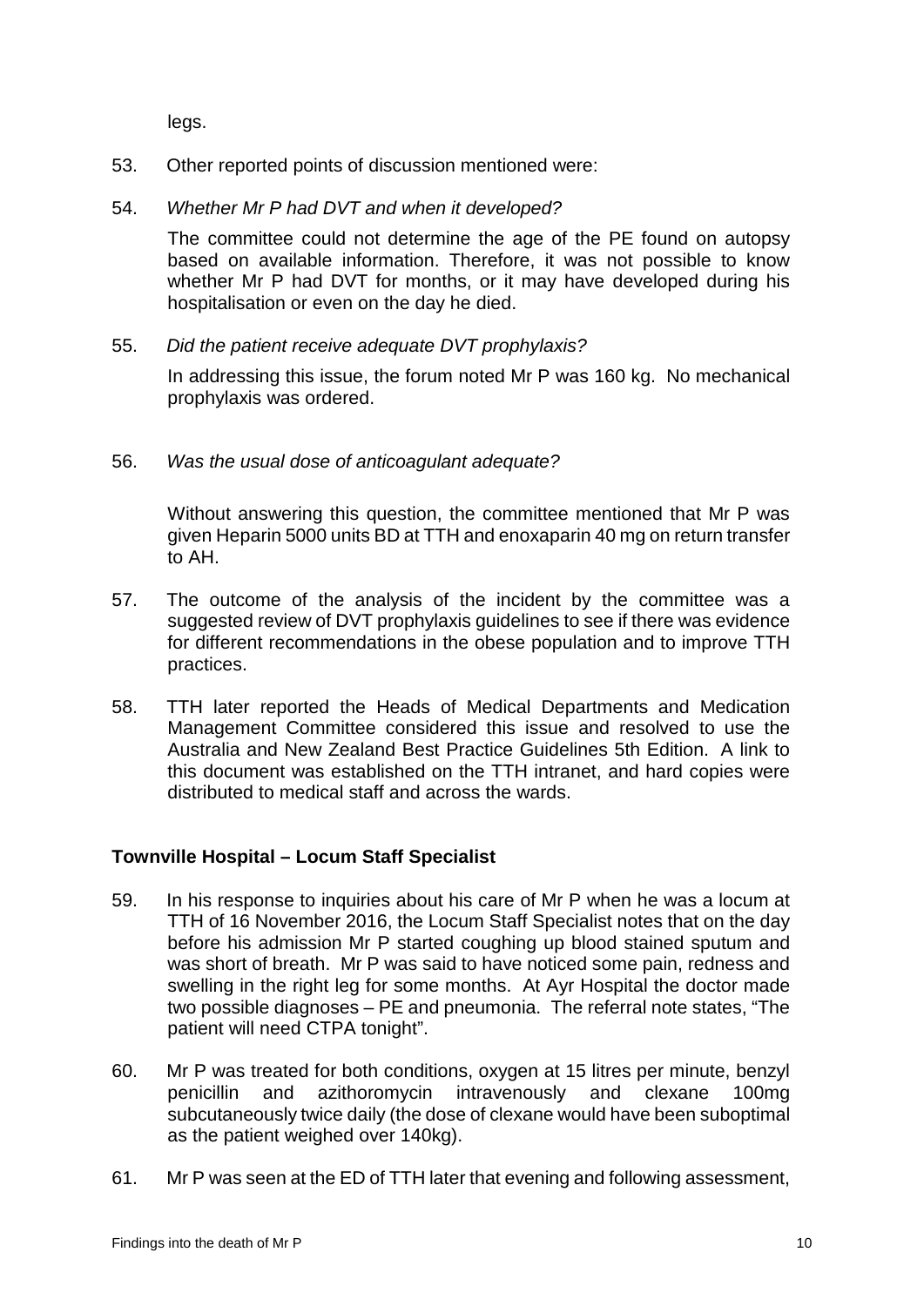legs.

53. Other reported points of discussion mentioned were:

54. *Whether Mr P had DVT and when it developed?*

    The committee could not determine the age of the PE found on autopsy based on available information. Therefore, it was not possible to know whether Mr P had DVT for months, or it may have developed during his hospitalisation or even on the day he died.

55. *Did the patient receive adequate DVT prophylaxis?*

    In addressing this issue, the forum noted Mr P was 160 kg. No mechanical prophylaxis was ordered.

56. *Was the usual dose of anticoagulant adequate?*

    Without answering this question, the committee mentioned that Mr P was given Heparin 5000 units BD at TTH and enoxaparin 40 mg on return transfer to AH.

57. The outcome of the analysis of the incident by the committee was a suggested review of DVT prophylaxis guidelines to see if there was evidence for different recommendations in the obese population and to improve TTH practices.

58. TTH later reported the Heads of Medical Departments and Medication Management Committee considered this issue and resolved to use the Australia and New Zealand Best Practice Guidelines 5th Edition. A link to this document was established on the TTH intranet, and hard copies were distributed to medical staff and across the wards.

## Townville Hospital – Locum Staff Specialist

59. In his response to inquiries about his care of Mr P when he was a locum at TTH of 16 November 2016, the Locum Staff Specialist notes that on the day before his admission Mr P started coughing up blood stained sputum and was short of breath. Mr P was said to have noticed some pain, redness and swelling in the right leg for some months. At Ayr Hospital the doctor made two possible diagnoses – PE and pneumonia. The referral note states, "The patient will need CTPA tonight".

60. Mr P was treated for both conditions, oxygen at 15 litres per minute, benzyl penicillin and azithoromycin intravenously and clexane 100mg subcutaneously twice daily (the dose of clexane would have been suboptimal as the patient weighed over 140kg).

61. Mr P was seen at the ED of TTH later that evening and following assessment,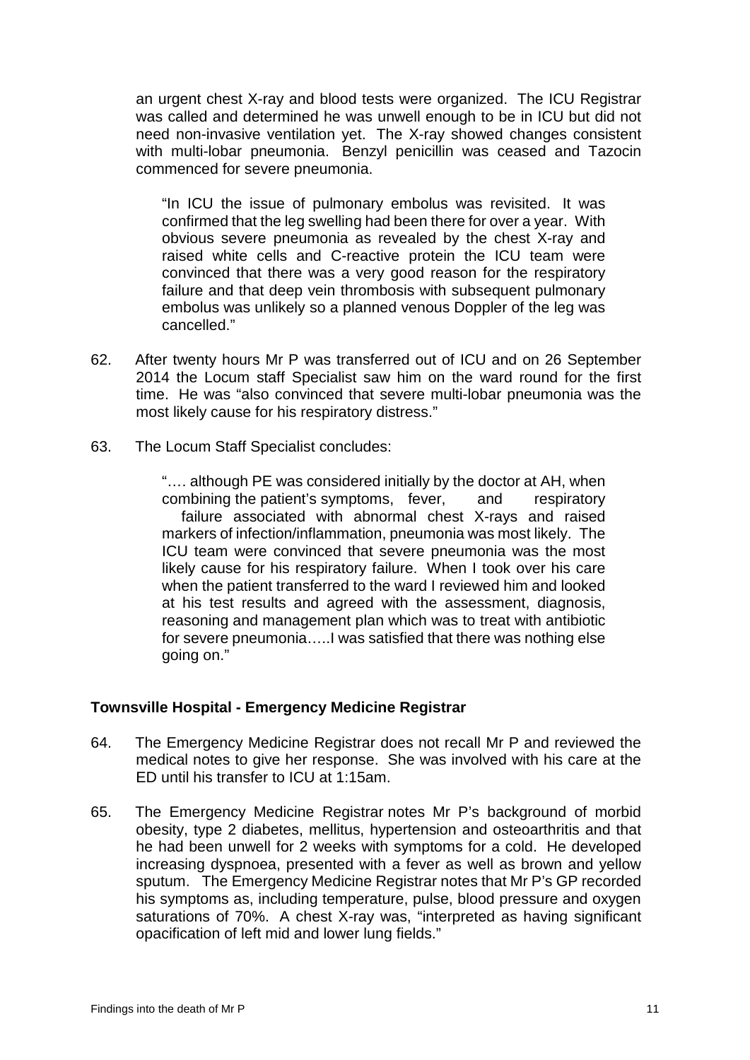an urgent chest X-ray and blood tests were organized. The ICU Registrar was called and determined he was unwell enough to be in ICU but did not need non-invasive ventilation yet. The X-ray showed changes consistent with multi-lobar pneumonia. Benzyl penicillin was ceased and Tazocin commenced for severe pneumonia.

> "In ICU the issue of pulmonary embolus was revisited. It was confirmed that the leg swelling had been there for over a year. With obvious severe pneumonia as revealed by the chest X-ray and raised white cells and C-reactive protein the ICU team were convinced that there was a very good reason for the respiratory failure and that deep vein thrombosis with subsequent pulmonary embolus was unlikely so a planned venous Doppler of the leg was cancelled."

62. After twenty hours Mr P was transferred out of ICU and on 26 September 2014 the Locum staff Specialist saw him on the ward round for the first time. He was "also convinced that severe multi-lobar pneumonia was the most likely cause for his respiratory distress."

63. The Locum Staff Specialist concludes:

> "…. although PE was considered initially by the doctor at AH, when combining the patient's symptoms, fever, and respiratory failure associated with abnormal chest X-rays and raised markers of infection/inflammation, pneumonia was most likely. The ICU team were convinced that severe pneumonia was the most likely cause for his respiratory failure. When I took over his care when the patient transferred to the ward I reviewed him and looked at his test results and agreed with the assessment, diagnosis, reasoning and management plan which was to treat with antibiotic for severe pneumonia…..I was satisfied that there was nothing else going on."

### Townsville Hospital - Emergency Medicine Registrar

64. The Emergency Medicine Registrar does not recall Mr P and reviewed the medical notes to give her response. She was involved with his care at the ED until his transfer to ICU at 1:15am.

65. The Emergency Medicine Registrar notes Mr P's background of morbid obesity, type 2 diabetes, mellitus, hypertension and osteoarthritis and that he had been unwell for 2 weeks with symptoms for a cold. He developed increasing dyspnoea, presented with a fever as well as brown and yellow sputum. The Emergency Medicine Registrar notes that Mr P's GP recorded his symptoms as, including temperature, pulse, blood pressure and oxygen saturations of 70%. A chest X-ray was, "interpreted as having significant opacification of left mid and lower lung fields."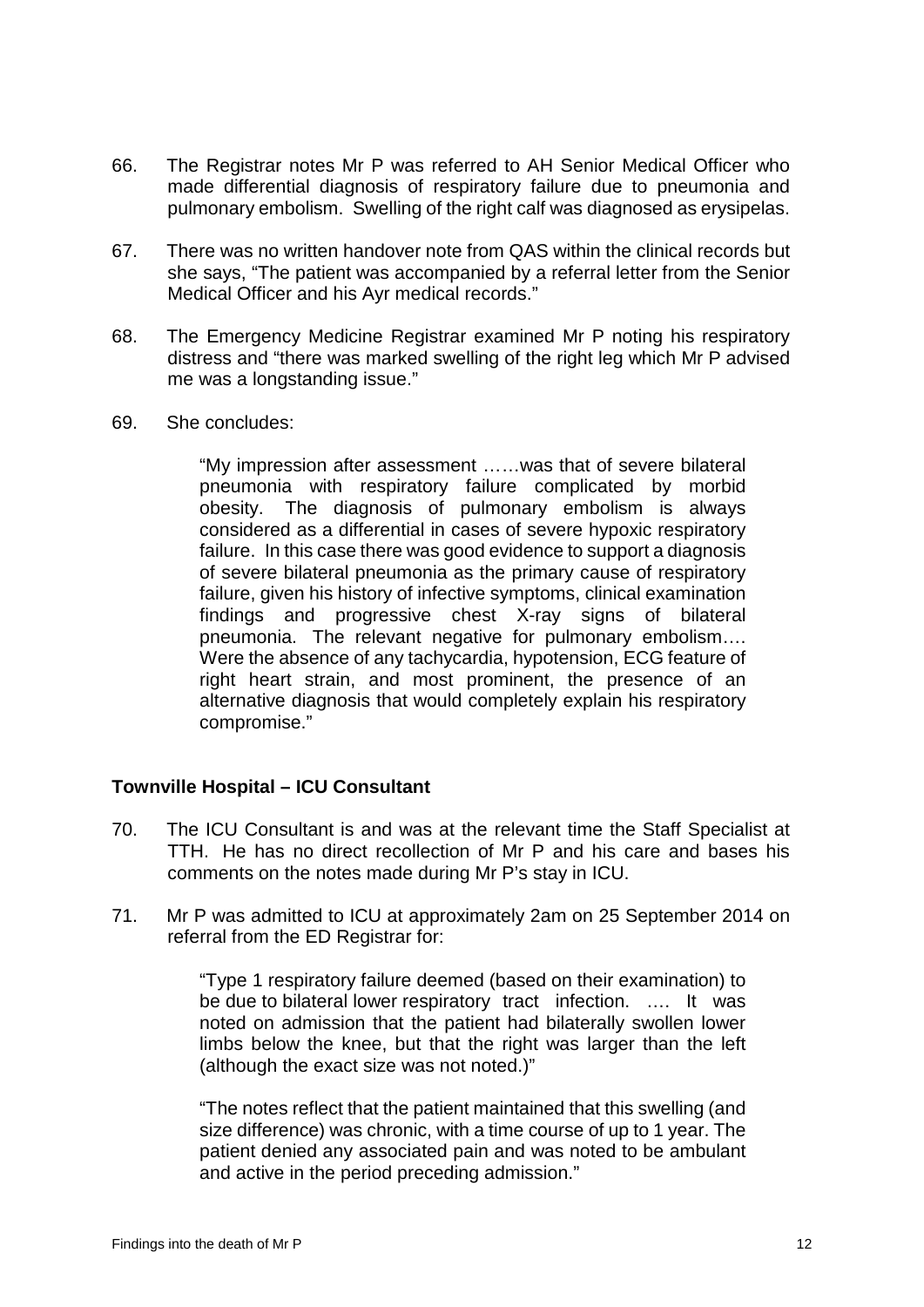66. The Registrar notes Mr P was referred to AH Senior Medical Officer who made differential diagnosis of respiratory failure due to pneumonia and pulmonary embolism. Swelling of the right calf was diagnosed as erysipelas.

67. There was no written handover note from QAS within the clinical records but she says, "The patient was accompanied by a referral letter from the Senior Medical Officer and his Ayr medical records."

68. The Emergency Medicine Registrar examined Mr P noting his respiratory distress and "there was marked swelling of the right leg which Mr P advised me was a longstanding issue."

69. She concludes:

> "My impression after assessment ……was that of severe bilateral pneumonia with respiratory failure complicated by morbid obesity. The diagnosis of pulmonary embolism is always considered as a differential in cases of severe hypoxic respiratory failure. In this case there was good evidence to support a diagnosis of severe bilateral pneumonia as the primary cause of respiratory failure, given his history of infective symptoms, clinical examination findings and progressive chest X-ray signs of bilateral pneumonia. The relevant negative for pulmonary embolism…. Were the absence of any tachycardia, hypotension, ECG feature of right heart strain, and most prominent, the presence of an alternative diagnosis that would completely explain his respiratory compromise."

**Townville Hospital – ICU Consultant**

70. The ICU Consultant is and was at the relevant time the Staff Specialist at TTH. He has no direct recollection of Mr P and his care and bases his comments on the notes made during Mr P's stay in ICU.

71. Mr P was admitted to ICU at approximately 2am on 25 September 2014 on referral from the ED Registrar for:

> "Type 1 respiratory failure deemed (based on their examination) to be due to bilateral lower respiratory tract infection. …. It was noted on admission that the patient had bilaterally swollen lower limbs below the knee, but that the right was larger than the left (although the exact size was not noted.)"
>
> "The notes reflect that the patient maintained that this swelling (and size difference) was chronic, with a time course of up to 1 year. The patient denied any associated pain and was noted to be ambulant and active in the period preceding admission."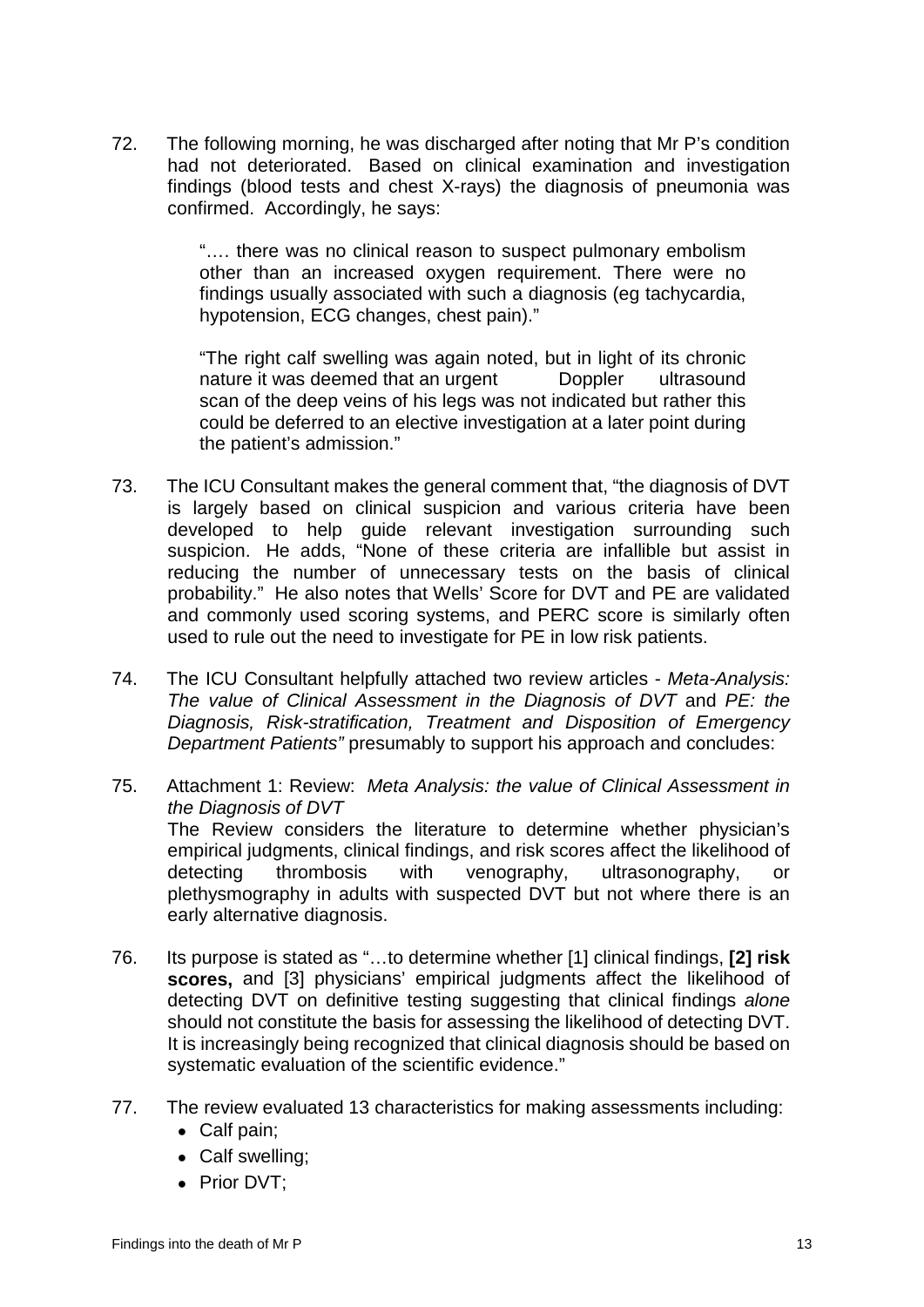72. The following morning, he was discharged after noting that Mr P's condition had not deteriorated. Based on clinical examination and investigation findings (blood tests and chest X-rays) the diagnosis of pneumonia was confirmed. Accordingly, he says:

> "…. there was no clinical reason to suspect pulmonary embolism other than an increased oxygen requirement. There were no findings usually associated with such a diagnosis (eg tachycardia, hypotension, ECG changes, chest pain)."
>
> "The right calf swelling was again noted, but in light of its chronic nature it was deemed that an urgent Doppler ultrasound scan of the deep veins of his legs was not indicated but rather this could be deferred to an elective investigation at a later point during the patient's admission."

73. The ICU Consultant makes the general comment that, "the diagnosis of DVT is largely based on clinical suspicion and various criteria have been developed to help guide relevant investigation surrounding such suspicion. He adds, "None of these criteria are infallible but assist in reducing the number of unnecessary tests on the basis of clinical probability." He also notes that Wells' Score for DVT and PE are validated and commonly used scoring systems, and PERC score is similarly often used to rule out the need to investigate for PE in low risk patients.

74. The ICU Consultant helpfully attached two review articles - *Meta-Analysis: The value of Clinical Assessment in the Diagnosis of DVT* and *PE: the Diagnosis, Risk-stratification, Treatment and Disposition of Emergency Department Patients"* presumably to support his approach and concludes:

75. Attachment 1: Review: *Meta Analysis: the value of Clinical Assessment in the Diagnosis of DVT*
The Review considers the literature to determine whether physician's empirical judgments, clinical findings, and risk scores affect the likelihood of detecting thrombosis with venography, ultrasonography, or plethysmography in adults with suspected DVT but not where there is an early alternative diagnosis.

76. Its purpose is stated as "…to determine whether [1] clinical findings, **[2] risk scores,** and [3] physicians' empirical judgments affect the likelihood of detecting DVT on definitive testing suggesting that clinical findings *alone* should not constitute the basis for assessing the likelihood of detecting DVT. It is increasingly being recognized that clinical diagnosis should be based on systematic evaluation of the scientific evidence."

77. The review evaluated 13 characteristics for making assessments including:
    - Calf pain;
    - Calf swelling;
    - Prior DVT;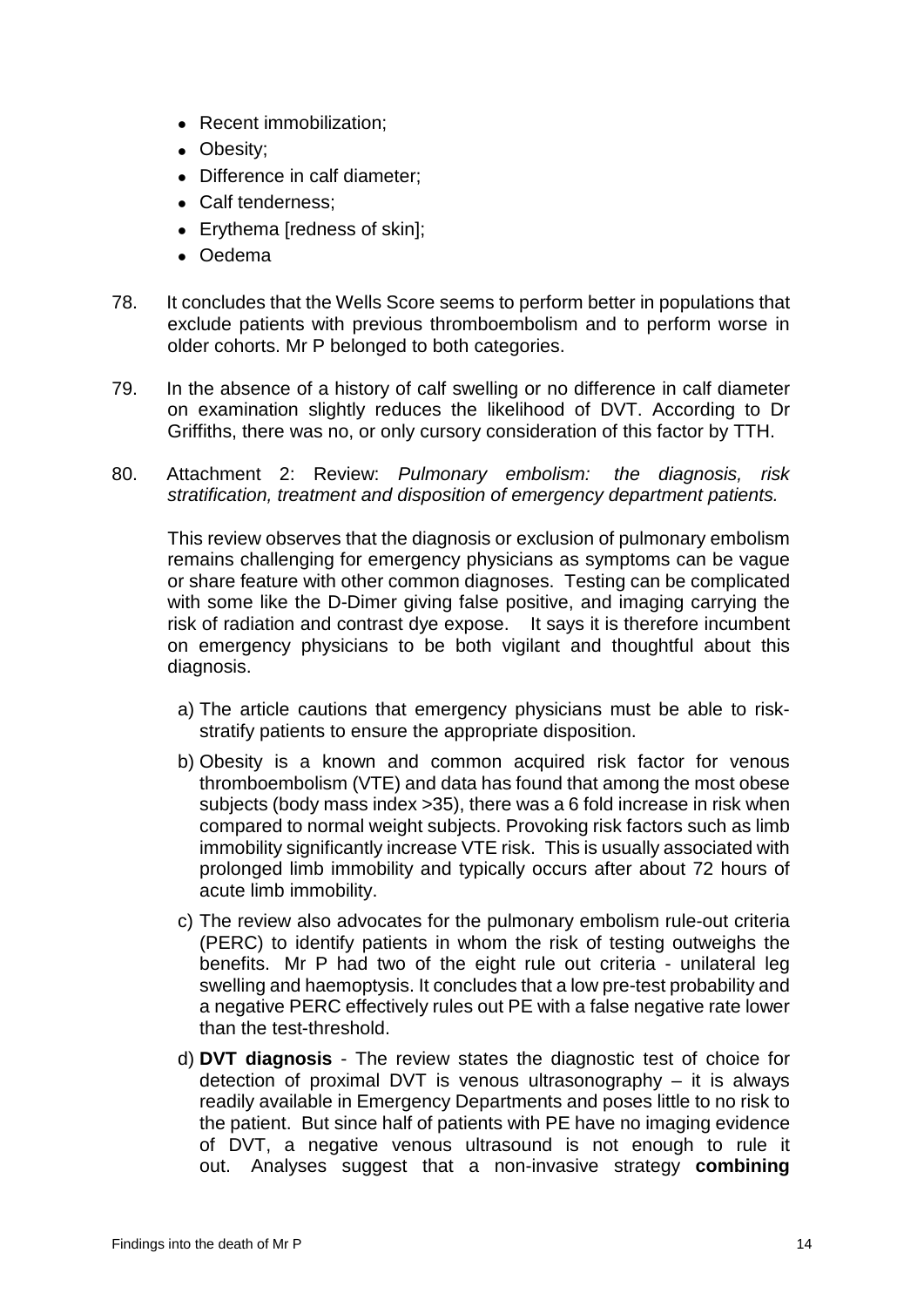- Recent immobilization;
- Obesity;
- Difference in calf diameter;
- Calf tenderness;
- Erythema [redness of skin];
- Oedema

78. It concludes that the Wells Score seems to perform better in populations that exclude patients with previous thromboembolism and to perform worse in older cohorts. Mr P belonged to both categories.

79. In the absence of a history of calf swelling or no difference in calf diameter on examination slightly reduces the likelihood of DVT. According to Dr Griffiths, there was no, or only cursory consideration of this factor by TTH.

80. Attachment 2: Review: *Pulmonary embolism: the diagnosis, risk stratification, treatment and disposition of emergency department patients.*

    This review observes that the diagnosis or exclusion of pulmonary embolism remains challenging for emergency physicians as symptoms can be vague or share feature with other common diagnoses. Testing can be complicated with some like the D-Dimer giving false positive, and imaging carrying the risk of radiation and contrast dye expose. It says it is therefore incumbent on emergency physicians to be both vigilant and thoughtful about this diagnosis.

    a) The article cautions that emergency physicians must be able to risk-stratify patients to ensure the appropriate disposition.

    b) Obesity is a known and common acquired risk factor for venous thromboembolism (VTE) and data has found that among the most obese subjects (body mass index >35), there was a 6 fold increase in risk when compared to normal weight subjects. Provoking risk factors such as limb immobility significantly increase VTE risk. This is usually associated with prolonged limb immobility and typically occurs after about 72 hours of acute limb immobility.

    c) The review also advocates for the pulmonary embolism rule-out criteria (PERC) to identify patients in whom the risk of testing outweighs the benefits. Mr P had two of the eight rule out criteria - unilateral leg swelling and haemoptysis. It concludes that a low pre-test probability and a negative PERC effectively rules out PE with a false negative rate lower than the test-threshold.

    d) **DVT diagnosis** - The review states the diagnostic test of choice for detection of proximal DVT is venous ultrasonography – it is always readily available in Emergency Departments and poses little to no risk to the patient. But since half of patients with PE have no imaging evidence of DVT, a negative venous ultrasound is not enough to rule it out. Analyses suggest that a non-invasive strategy **combining**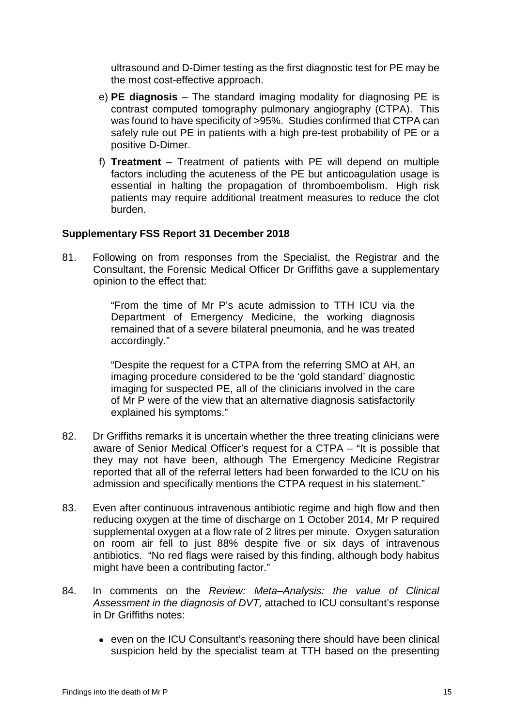ultrasound and D-Dimer testing as the first diagnostic test for PE may be the most cost-effective approach.

e) **PE diagnosis** – The standard imaging modality for diagnosing PE is contrast computed tomography pulmonary angiography (CTPA). This was found to have specificity of >95%. Studies confirmed that CTPA can safely rule out PE in patients with a high pre-test probability of PE or a positive D-Dimer.

f) **Treatment** – Treatment of patients with PE will depend on multiple factors including the acuteness of the PE but anticoagulation usage is essential in halting the propagation of thromboembolism. High risk patients may require additional treatment measures to reduce the clot burden.

**Supplementary FSS Report 31 December 2018**

81. Following on from responses from the Specialist, the Registrar and the Consultant, the Forensic Medical Officer Dr Griffiths gave a supplementary opinion to the effect that:

> "From the time of Mr P's acute admission to TTH ICU via the Department of Emergency Medicine, the working diagnosis remained that of a severe bilateral pneumonia, and he was treated accordingly."
>
> "Despite the request for a CTPA from the referring SMO at AH, an imaging procedure considered to be the 'gold standard' diagnostic imaging for suspected PE, all of the clinicians involved in the care of Mr P were of the view that an alternative diagnosis satisfactorily explained his symptoms."

82. Dr Griffiths remarks it is uncertain whether the three treating clinicians were aware of Senior Medical Officer's request for a CTPA – "It is possible that they may not have been, although The Emergency Medicine Registrar reported that all of the referral letters had been forwarded to the ICU on his admission and specifically mentions the CTPA request in his statement."

83. Even after continuous intravenous antibiotic regime and high flow and then reducing oxygen at the time of discharge on 1 October 2014, Mr P required supplemental oxygen at a flow rate of 2 litres per minute. Oxygen saturation on room air fell to just 88% despite five or six days of intravenous antibiotics. "No red flags were raised by this finding, although body habitus might have been a contributing factor."

84. In comments on the *Review: Meta–Analysis: the value of Clinical Assessment in the diagnosis of DVT,* attached to ICU consultant's response in Dr Griffiths notes:

- even on the ICU Consultant's reasoning there should have been clinical suspicion held by the specialist team at TTH based on the presenting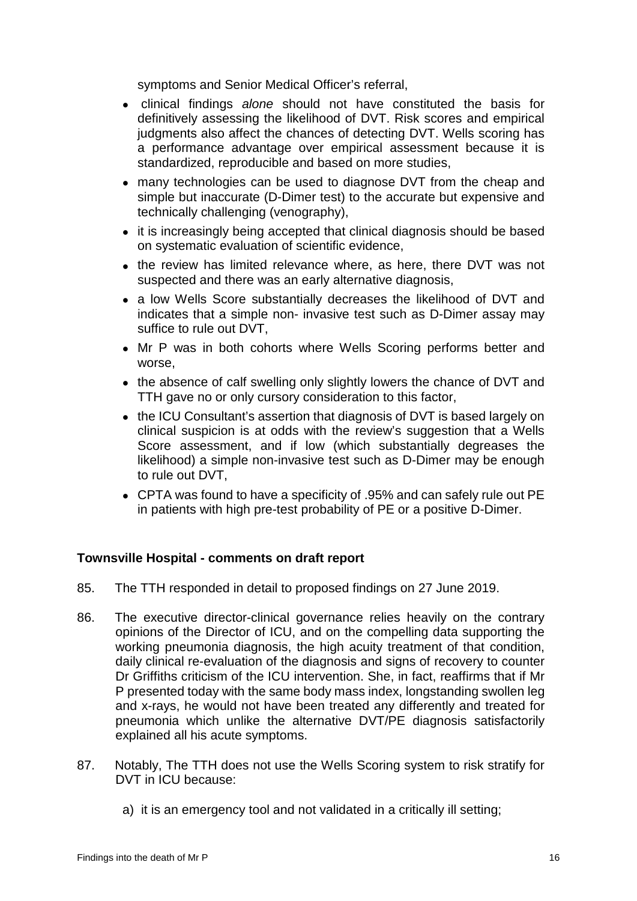symptoms and Senior Medical Officer's referral,

- clinical findings *alone* should not have constituted the basis for definitively assessing the likelihood of DVT. Risk scores and empirical judgments also affect the chances of detecting DVT. Wells scoring has a performance advantage over empirical assessment because it is standardized, reproducible and based on more studies,
- many technologies can be used to diagnose DVT from the cheap and simple but inaccurate (D-Dimer test) to the accurate but expensive and technically challenging (venography),
- it is increasingly being accepted that clinical diagnosis should be based on systematic evaluation of scientific evidence,
- the review has limited relevance where, as here, there DVT was not suspected and there was an early alternative diagnosis,
- a low Wells Score substantially decreases the likelihood of DVT and indicates that a simple non- invasive test such as D-Dimer assay may suffice to rule out DVT,
- Mr P was in both cohorts where Wells Scoring performs better and worse,
- the absence of calf swelling only slightly lowers the chance of DVT and TTH gave no or only cursory consideration to this factor,
- the ICU Consultant's assertion that diagnosis of DVT is based largely on clinical suspicion is at odds with the review's suggestion that a Wells Score assessment, and if low (which substantially degreases the likelihood) a simple non-invasive test such as D-Dimer may be enough to rule out DVT,
- CPTA was found to have a specificity of .95% and can safely rule out PE in patients with high pre-test probability of PE or a positive D-Dimer.

**Townsville Hospital - comments on draft report**

85. The TTH responded in detail to proposed findings on 27 June 2019.

86. The executive director-clinical governance relies heavily on the contrary opinions of the Director of ICU, and on the compelling data supporting the working pneumonia diagnosis, the high acuity treatment of that condition, daily clinical re-evaluation of the diagnosis and signs of recovery to counter Dr Griffiths criticism of the ICU intervention. She, in fact, reaffirms that if Mr P presented today with the same body mass index, longstanding swollen leg and x-rays, he would not have been treated any differently and treated for pneumonia which unlike the alternative DVT/PE diagnosis satisfactorily explained all his acute symptoms.

87. Notably, The TTH does not use the Wells Scoring system to risk stratify for DVT in ICU because:

    a) it is an emergency tool and not validated in a critically ill setting;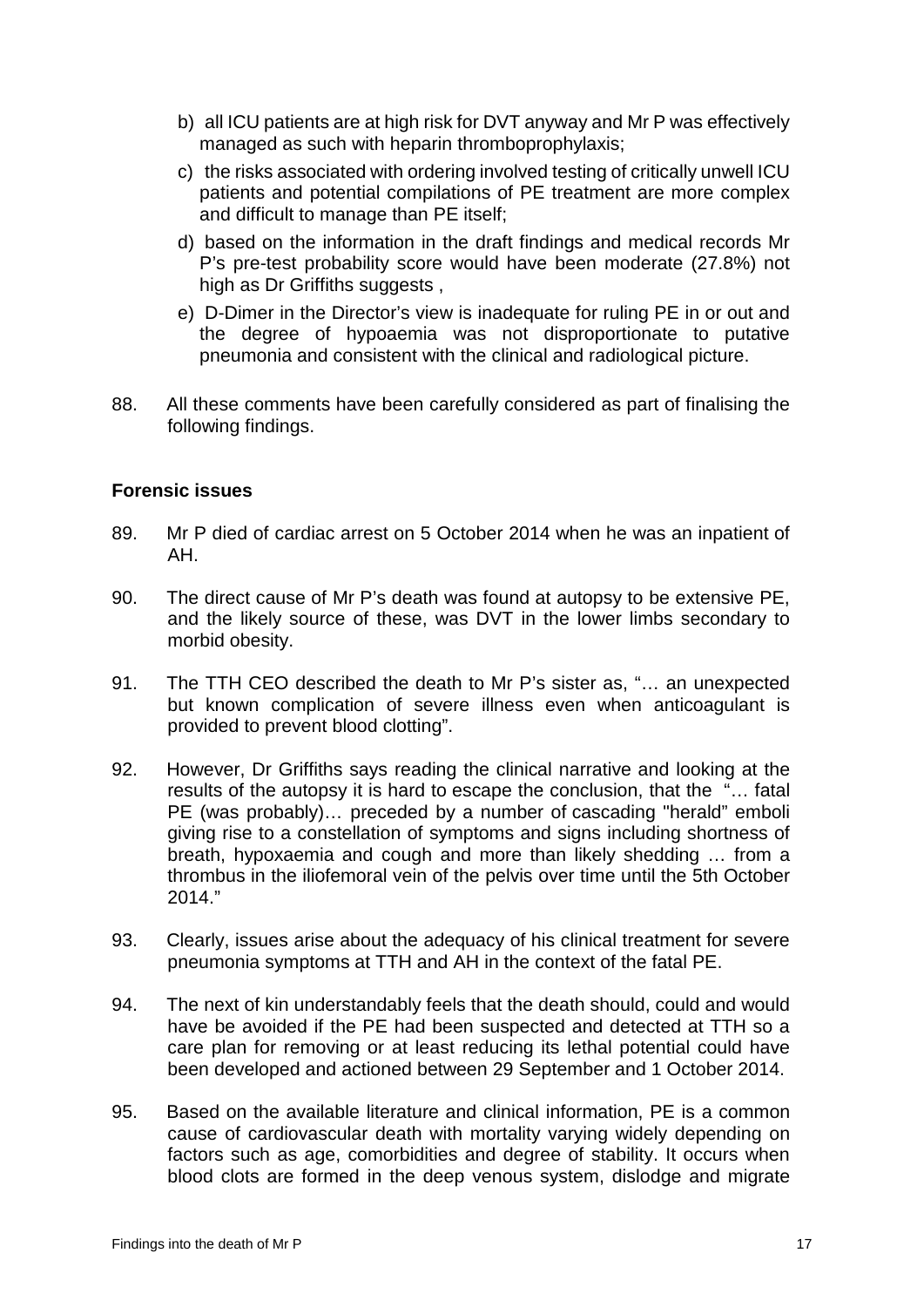b) all ICU patients are at high risk for DVT anyway and Mr P was effectively managed as such with heparin thromboprophylaxis;

c) the risks associated with ordering involved testing of critically unwell ICU patients and potential compilations of PE treatment are more complex and difficult to manage than PE itself;

d) based on the information in the draft findings and medical records Mr P's pre-test probability score would have been moderate (27.8%) not high as Dr Griffiths suggests ,

e) D-Dimer in the Director's view is inadequate for ruling PE in or out and the degree of hypoaemia was not disproportionate to putative pneumonia and consistent with the clinical and radiological picture.

88. All these comments have been carefully considered as part of finalising the following findings.

**Forensic issues**

89. Mr P died of cardiac arrest on 5 October 2014 when he was an inpatient of AH.

90. The direct cause of Mr P's death was found at autopsy to be extensive PE, and the likely source of these, was DVT in the lower limbs secondary to morbid obesity.

91. The TTH CEO described the death to Mr P's sister as, "… an unexpected but known complication of severe illness even when anticoagulant is provided to prevent blood clotting".

92. However, Dr Griffiths says reading the clinical narrative and looking at the results of the autopsy it is hard to escape the conclusion, that the "… fatal PE (was probably)… preceded by a number of cascading "herald" emboli giving rise to a constellation of symptoms and signs including shortness of breath, hypoxaemia and cough and more than likely shedding … from a thrombus in the iliofemoral vein of the pelvis over time until the 5th October 2014."

93. Clearly, issues arise about the adequacy of his clinical treatment for severe pneumonia symptoms at TTH and AH in the context of the fatal PE.

94. The next of kin understandably feels that the death should, could and would have be avoided if the PE had been suspected and detected at TTH so a care plan for removing or at least reducing its lethal potential could have been developed and actioned between 29 September and 1 October 2014.

95. Based on the available literature and clinical information, PE is a common cause of cardiovascular death with mortality varying widely depending on factors such as age, comorbidities and degree of stability. It occurs when blood clots are formed in the deep venous system, dislodge and migrate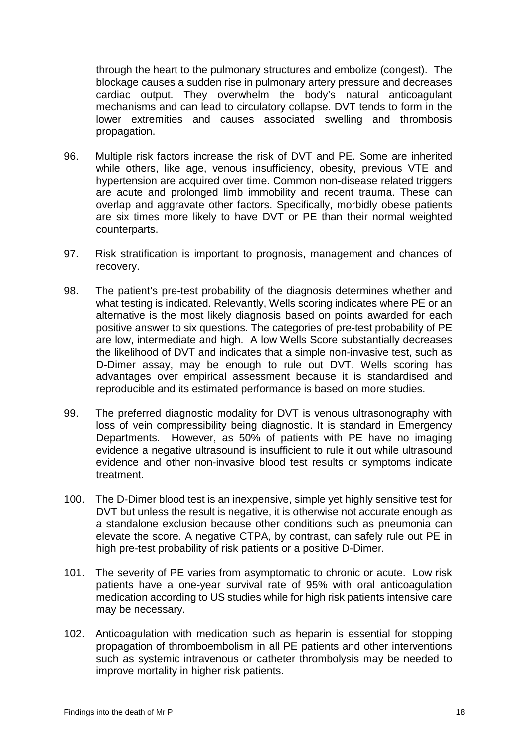through the heart to the pulmonary structures and embolize (congest). The blockage causes a sudden rise in pulmonary artery pressure and decreases cardiac output. They overwhelm the body's natural anticoagulant mechanisms and can lead to circulatory collapse. DVT tends to form in the lower extremities and causes associated swelling and thrombosis propagation.

96. Multiple risk factors increase the risk of DVT and PE. Some are inherited while others, like age, venous insufficiency, obesity, previous VTE and hypertension are acquired over time. Common non-disease related triggers are acute and prolonged limb immobility and recent trauma. These can overlap and aggravate other factors. Specifically, morbidly obese patients are six times more likely to have DVT or PE than their normal weighted counterparts.

97. Risk stratification is important to prognosis, management and chances of recovery.

98. The patient's pre-test probability of the diagnosis determines whether and what testing is indicated. Relevantly, Wells scoring indicates where PE or an alternative is the most likely diagnosis based on points awarded for each positive answer to six questions. The categories of pre-test probability of PE are low, intermediate and high. A low Wells Score substantially decreases the likelihood of DVT and indicates that a simple non-invasive test, such as D-Dimer assay, may be enough to rule out DVT. Wells scoring has advantages over empirical assessment because it is standardised and reproducible and its estimated performance is based on more studies.

99. The preferred diagnostic modality for DVT is venous ultrasonography with loss of vein compressibility being diagnostic. It is standard in Emergency Departments. However, as 50% of patients with PE have no imaging evidence a negative ultrasound is insufficient to rule it out while ultrasound evidence and other non-invasive blood test results or symptoms indicate treatment.

100. The D-Dimer blood test is an inexpensive, simple yet highly sensitive test for DVT but unless the result is negative, it is otherwise not accurate enough as a standalone exclusion because other conditions such as pneumonia can elevate the score. A negative CTPA, by contrast, can safely rule out PE in high pre-test probability of risk patients or a positive D-Dimer.

101. The severity of PE varies from asymptomatic to chronic or acute. Low risk patients have a one-year survival rate of 95% with oral anticoagulation medication according to US studies while for high risk patients intensive care may be necessary.

102. Anticoagulation with medication such as heparin is essential for stopping propagation of thromboembolism in all PE patients and other interventions such as systemic intravenous or catheter thrombolysis may be needed to improve mortality in higher risk patients.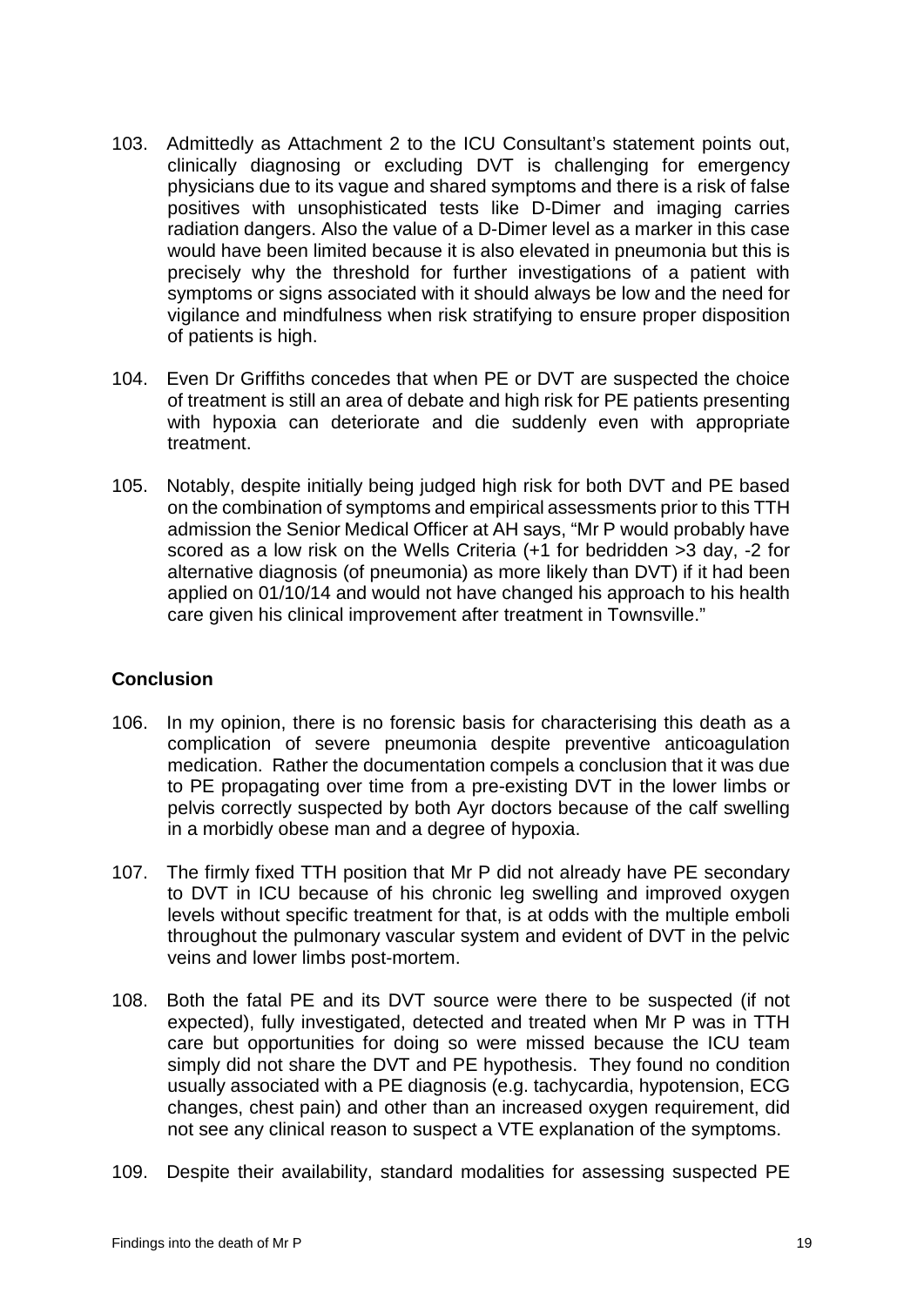103. Admittedly as Attachment 2 to the ICU Consultant's statement points out, clinically diagnosing or excluding DVT is challenging for emergency physicians due to its vague and shared symptoms and there is a risk of false positives with unsophisticated tests like D-Dimer and imaging carries radiation dangers. Also the value of a D-Dimer level as a marker in this case would have been limited because it is also elevated in pneumonia but this is precisely why the threshold for further investigations of a patient with symptoms or signs associated with it should always be low and the need for vigilance and mindfulness when risk stratifying to ensure proper disposition of patients is high.

104. Even Dr Griffiths concedes that when PE or DVT are suspected the choice of treatment is still an area of debate and high risk for PE patients presenting with hypoxia can deteriorate and die suddenly even with appropriate treatment.

105. Notably, despite initially being judged high risk for both DVT and PE based on the combination of symptoms and empirical assessments prior to this TTH admission the Senior Medical Officer at AH says, "Mr P would probably have scored as a low risk on the Wells Criteria (+1 for bedridden >3 day, -2 for alternative diagnosis (of pneumonia) as more likely than DVT) if it had been applied on 01/10/14 and would not have changed his approach to his health care given his clinical improvement after treatment in Townsville."

**Conclusion**

106. In my opinion, there is no forensic basis for characterising this death as a complication of severe pneumonia despite preventive anticoagulation medication. Rather the documentation compels a conclusion that it was due to PE propagating over time from a pre-existing DVT in the lower limbs or pelvis correctly suspected by both Ayr doctors because of the calf swelling in a morbidly obese man and a degree of hypoxia.

107. The firmly fixed TTH position that Mr P did not already have PE secondary to DVT in ICU because of his chronic leg swelling and improved oxygen levels without specific treatment for that, is at odds with the multiple emboli throughout the pulmonary vascular system and evident of DVT in the pelvic veins and lower limbs post-mortem.

108. Both the fatal PE and its DVT source were there to be suspected (if not expected), fully investigated, detected and treated when Mr P was in TTH care but opportunities for doing so were missed because the ICU team simply did not share the DVT and PE hypothesis. They found no condition usually associated with a PE diagnosis (e.g. tachycardia, hypotension, ECG changes, chest pain) and other than an increased oxygen requirement, did not see any clinical reason to suspect a VTE explanation of the symptoms.

109. Despite their availability, standard modalities for assessing suspected PE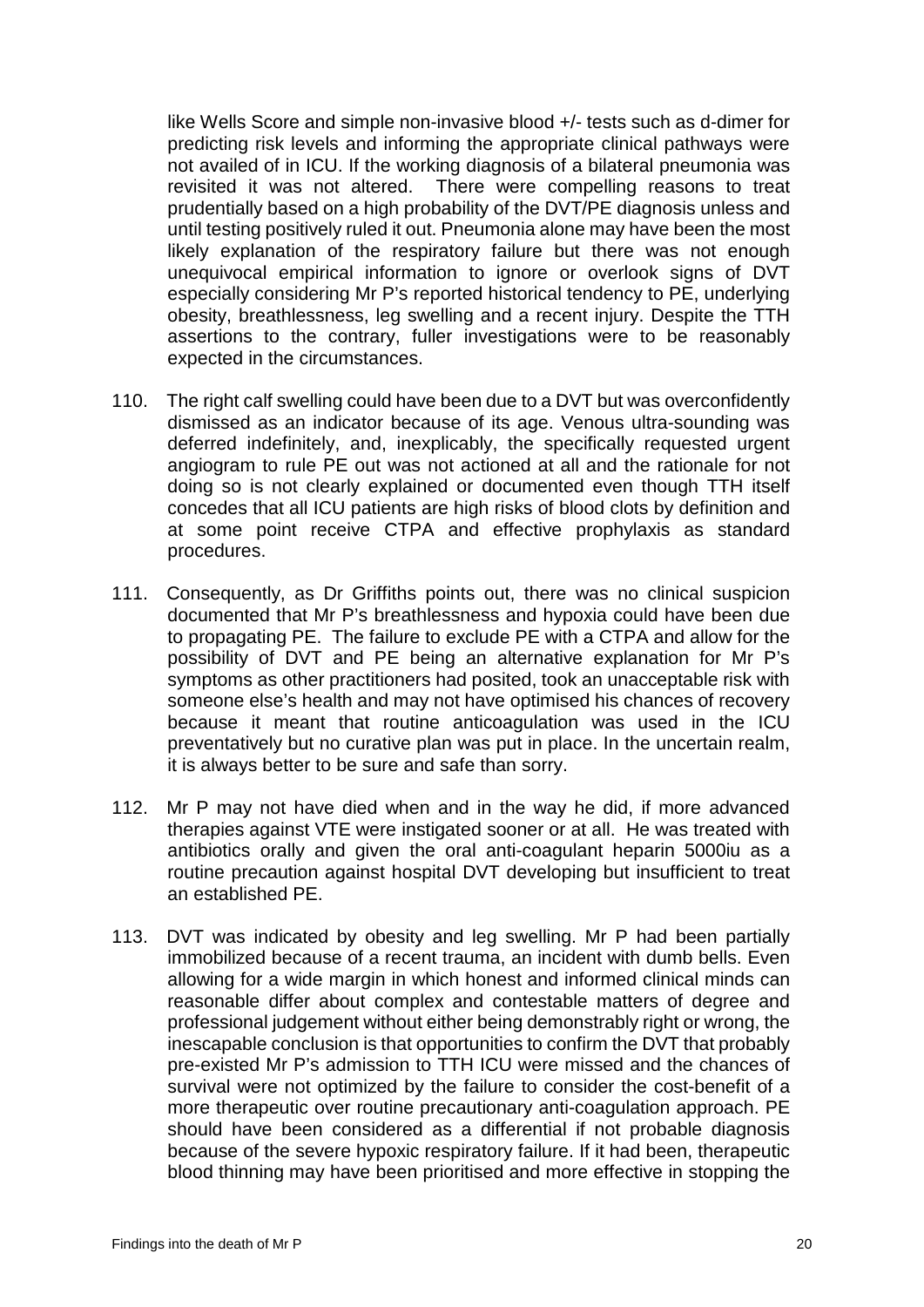like Wells Score and simple non-invasive blood +/- tests such as d-dimer for predicting risk levels and informing the appropriate clinical pathways were not availed of in ICU. If the working diagnosis of a bilateral pneumonia was revisited it was not altered. There were compelling reasons to treat prudentially based on a high probability of the DVT/PE diagnosis unless and until testing positively ruled it out. Pneumonia alone may have been the most likely explanation of the respiratory failure but there was not enough unequivocal empirical information to ignore or overlook signs of DVT especially considering Mr P's reported historical tendency to PE, underlying obesity, breathlessness, leg swelling and a recent injury. Despite the TTH assertions to the contrary, fuller investigations were to be reasonably expected in the circumstances.

110. The right calf swelling could have been due to a DVT but was overconfidently dismissed as an indicator because of its age. Venous ultra-sounding was deferred indefinitely, and, inexplicably, the specifically requested urgent angiogram to rule PE out was not actioned at all and the rationale for not doing so is not clearly explained or documented even though TTH itself concedes that all ICU patients are high risks of blood clots by definition and at some point receive CTPA and effective prophylaxis as standard procedures.

111. Consequently, as Dr Griffiths points out, there was no clinical suspicion documented that Mr P's breathlessness and hypoxia could have been due to propagating PE. The failure to exclude PE with a CTPA and allow for the possibility of DVT and PE being an alternative explanation for Mr P's symptoms as other practitioners had posited, took an unacceptable risk with someone else's health and may not have optimised his chances of recovery because it meant that routine anticoagulation was used in the ICU preventatively but no curative plan was put in place. In the uncertain realm, it is always better to be sure and safe than sorry.

112. Mr P may not have died when and in the way he did, if more advanced therapies against VTE were instigated sooner or at all. He was treated with antibiotics orally and given the oral anti-coagulant heparin 5000iu as a routine precaution against hospital DVT developing but insufficient to treat an established PE.

113. DVT was indicated by obesity and leg swelling. Mr P had been partially immobilized because of a recent trauma, an incident with dumb bells. Even allowing for a wide margin in which honest and informed clinical minds can reasonable differ about complex and contestable matters of degree and professional judgement without either being demonstrably right or wrong, the inescapable conclusion is that opportunities to confirm the DVT that probably pre-existed Mr P's admission to TTH ICU were missed and the chances of survival were not optimized by the failure to consider the cost-benefit of a more therapeutic over routine precautionary anti-coagulation approach. PE should have been considered as a differential if not probable diagnosis because of the severe hypoxic respiratory failure. If it had been, therapeutic blood thinning may have been prioritised and more effective in stopping the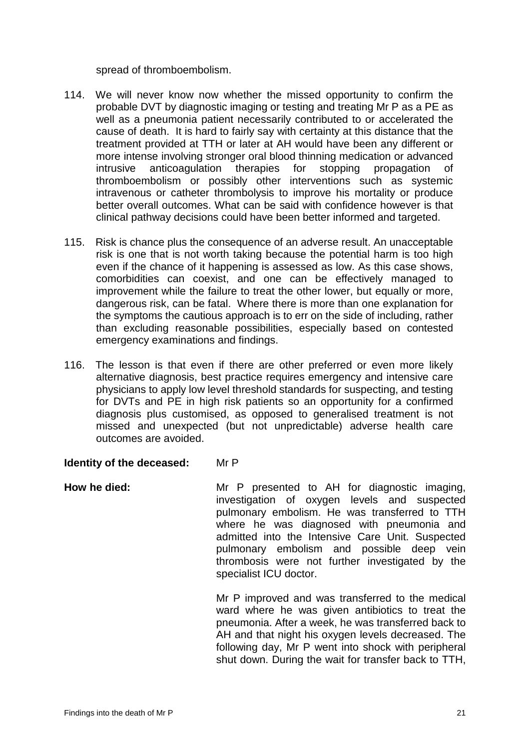spread of thromboembolism.

114. We will never know now whether the missed opportunity to confirm the probable DVT by diagnostic imaging or testing and treating Mr P as a PE as well as a pneumonia patient necessarily contributed to or accelerated the cause of death. It is hard to fairly say with certainty at this distance that the treatment provided at TTH or later at AH would have been any different or more intense involving stronger oral blood thinning medication or advanced intrusive anticoagulation therapies for stopping propagation of thromboembolism or possibly other interventions such as systemic intravenous or catheter thrombolysis to improve his mortality or produce better overall outcomes. What can be said with confidence however is that clinical pathway decisions could have been better informed and targeted.

115. Risk is chance plus the consequence of an adverse result. An unacceptable risk is one that is not worth taking because the potential harm is too high even if the chance of it happening is assessed as low. As this case shows, comorbidities can coexist, and one can be effectively managed to improvement while the failure to treat the other lower, but equally or more, dangerous risk, can be fatal. Where there is more than one explanation for the symptoms the cautious approach is to err on the side of including, rather than excluding reasonable possibilities, especially based on contested emergency examinations and findings.

116. The lesson is that even if there are other preferred or even more likely alternative diagnosis, best practice requires emergency and intensive care physicians to apply low level threshold standards for suspecting, and testing for DVTs and PE in high risk patients so an opportunity for a confirmed diagnosis plus customised, as opposed to generalised treatment is not missed and unexpected (but not unpredictable) adverse health care outcomes are avoided.

**Identity of the deceased:** Mr P

**How he died:** Mr P presented to AH for diagnostic imaging, investigation of oxygen levels and suspected pulmonary embolism. He was transferred to TTH where he was diagnosed with pneumonia and admitted into the Intensive Care Unit. Suspected pulmonary embolism and possible deep vein thrombosis were not further investigated by the specialist ICU doctor.

Mr P improved and was transferred to the medical ward where he was given antibiotics to treat the pneumonia. After a week, he was transferred back to AH and that night his oxygen levels decreased. The following day, Mr P went into shock with peripheral shut down. During the wait for transfer back to TTH,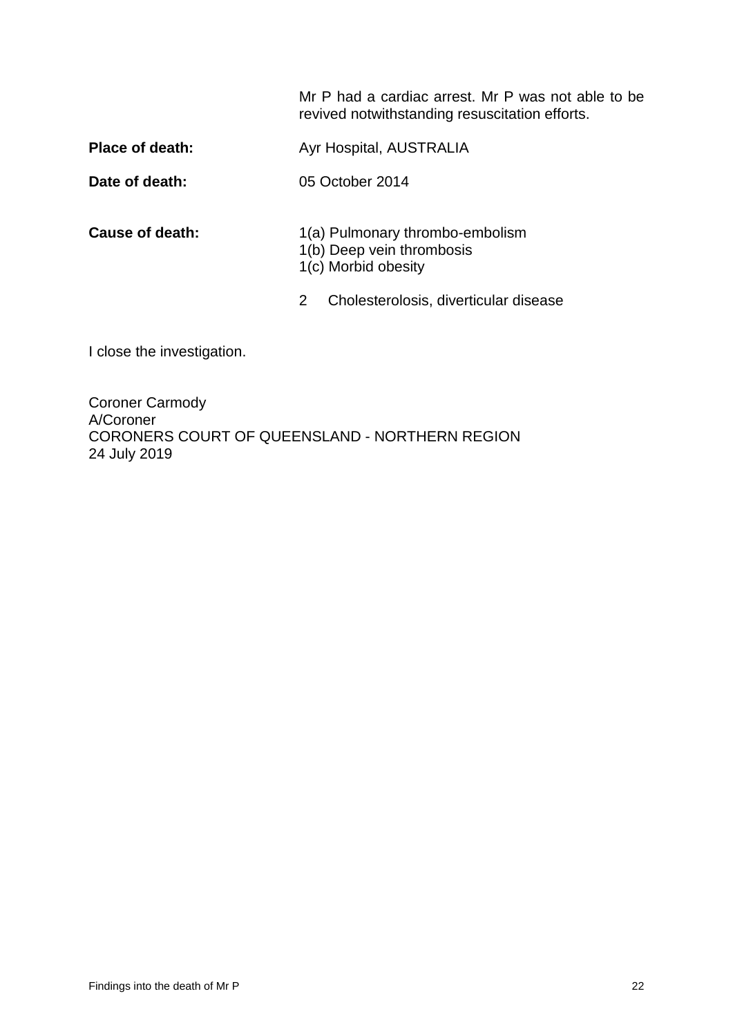Mr P had a cardiac arrest. Mr P was not able to be revived notwithstanding resuscitation efforts.

**Place of death:** Ayr Hospital, AUSTRALIA

**Date of death:** 05 October 2014

**Cause of death:** 1(a) Pulmonary thrombo-embolism
1(b) Deep vein thrombosis
1(c) Morbid obesity

2 Cholesterolosis, diverticular disease

I close the investigation.

Coroner Carmody
A/Coroner
CORONERS COURT OF QUEENSLAND - NORTHERN REGION
24 July 2019